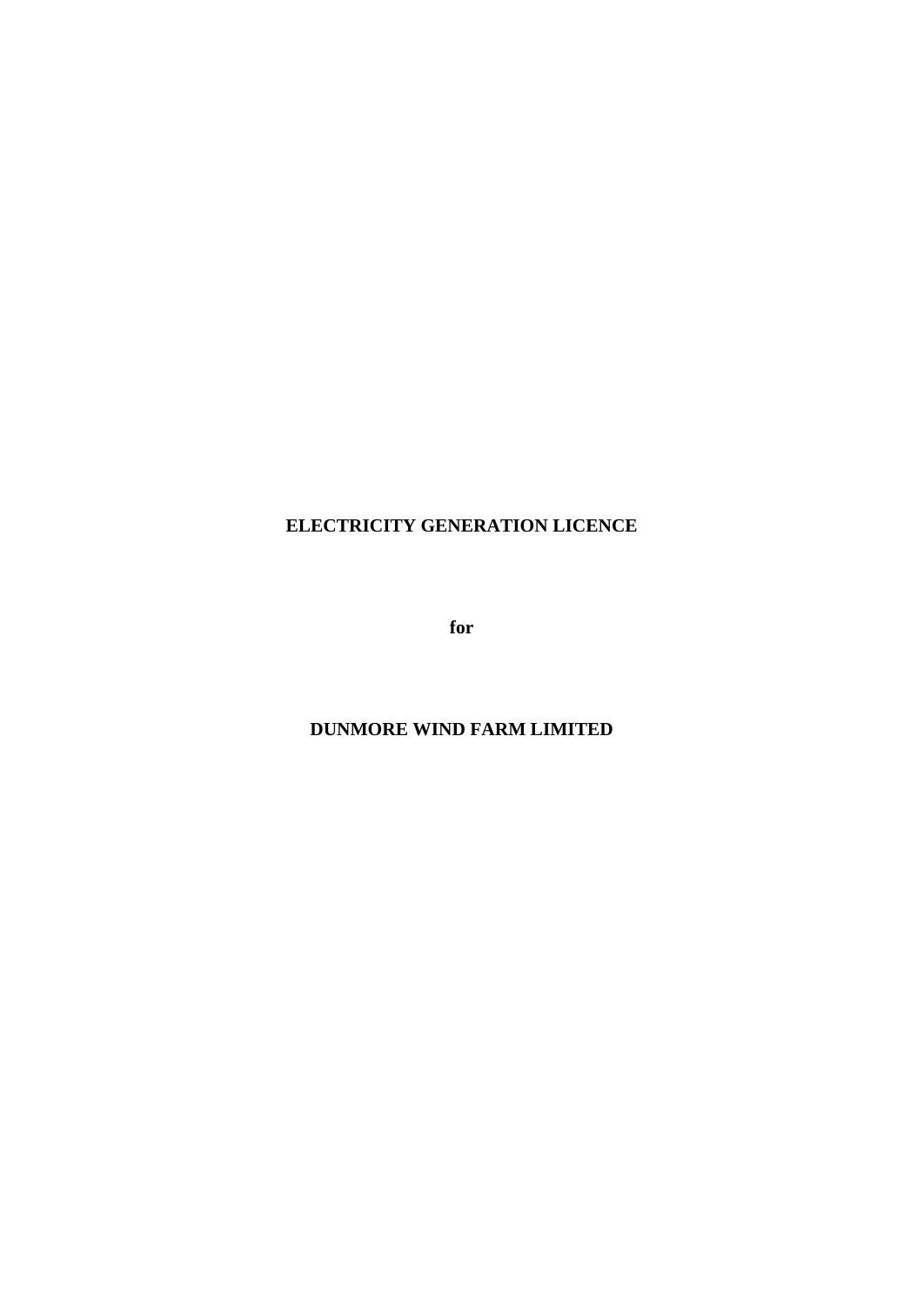**ELECTRICITY GENERATION LICENCE**

**for**

**DUNMORE WIND FARM LIMITED**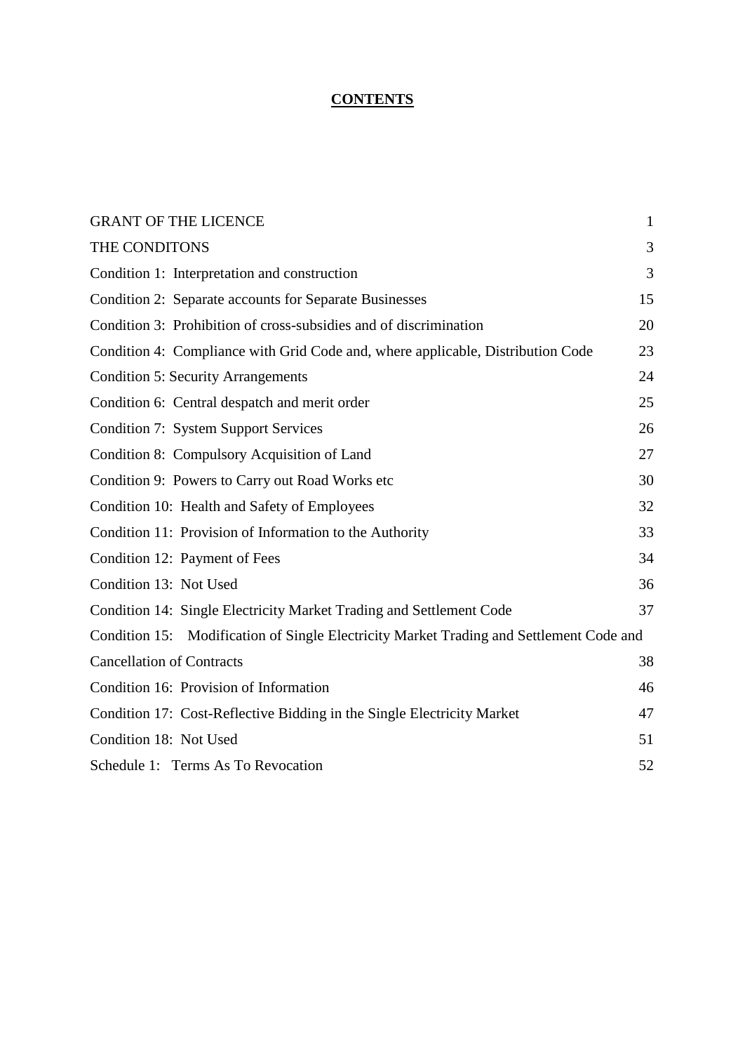# CONTENTS

| | |
|---|---|
| GRANT OF THE LICENCE | 1 |
| THE CONDITONS | 3 |
| Condition 1: Interpretation and construction | 3 |
| Condition 2: Separate accounts for Separate Businesses | 15 |
| Condition 3: Prohibition of cross-subsidies and of discrimination | 20 |
| Condition 4: Compliance with Grid Code and, where applicable, Distribution Code | 23 |
| Condition 5: Security Arrangements | 24 |
| Condition 6: Central despatch and merit order | 25 |
| Condition 7: System Support Services | 26 |
| Condition 8: Compulsory Acquisition of Land | 27 |
| Condition 9: Powers to Carry out Road Works etc | 30 |
| Condition 10: Health and Safety of Employees | 32 |
| Condition 11: Provision of Information to the Authority | 33 |
| Condition 12: Payment of Fees | 34 |
| Condition 13: Not Used | 36 |
| Condition 14: Single Electricity Market Trading and Settlement Code | 37 |
| Condition 15: Modification of Single Electricity Market Trading and Settlement Code and Cancellation of Contracts | 38 |
| Condition 16: Provision of Information | 46 |
| Condition 17: Cost-Reflective Bidding in the Single Electricity Market | 47 |
| Condition 18: Not Used | 51 |
| Schedule 1: Terms As To Revocation | 52 |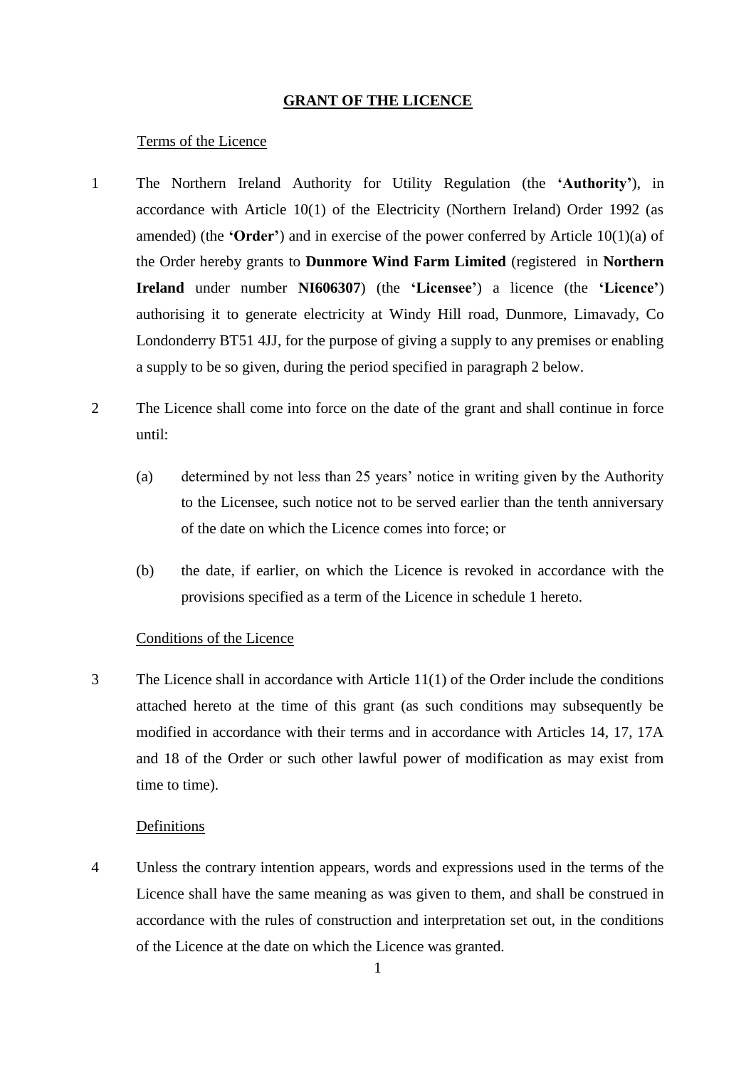# GRANT OF THE LICENCE

Terms of the Licence

1 The Northern Ireland Authority for Utility Regulation (the **'Authority'**), in accordance with Article 10(1) of the Electricity (Northern Ireland) Order 1992 (as amended) (the **'Order'**) and in exercise of the power conferred by Article 10(1)(a) of the Order hereby grants to **Dunmore Wind Farm Limited** (registered in **Northern Ireland** under number **NI606307**) (the **'Licensee'**) a licence (the **'Licence'**) authorising it to generate electricity at Windy Hill road, Dunmore, Limavady, Co Londonderry BT51 4JJ, for the purpose of giving a supply to any premises or enabling a supply to be so given, during the period specified in paragraph 2 below.

2 The Licence shall come into force on the date of the grant and shall continue in force until:

   (a) determined by not less than 25 years' notice in writing given by the Authority to the Licensee, such notice not to be served earlier than the tenth anniversary of the date on which the Licence comes into force; or

   (b) the date, if earlier, on which the Licence is revoked in accordance with the provisions specified as a term of the Licence in schedule 1 hereto.

Conditions of the Licence

3 The Licence shall in accordance with Article 11(1) of the Order include the conditions attached hereto at the time of this grant (as such conditions may subsequently be modified in accordance with their terms and in accordance with Articles 14, 17, 17A and 18 of the Order or such other lawful power of modification as may exist from time to time).

Definitions

4 Unless the contrary intention appears, words and expressions used in the terms of the Licence shall have the same meaning as was given to them, and shall be construed in accordance with the rules of construction and interpretation set out, in the conditions of the Licence at the date on which the Licence was granted.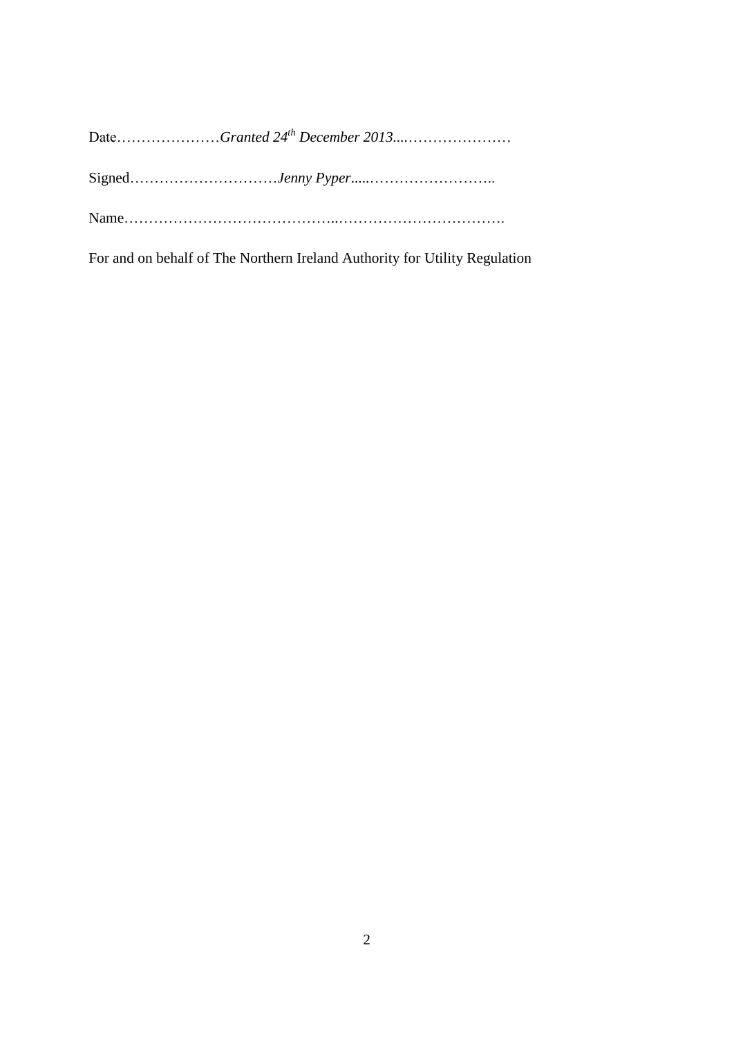Date…………………*Granted 24th December 2013*....…………………

Signed…………………………*Jenny Pyper*.....……………………..

Name……………………………………..…………………………….

For and on behalf of The Northern Ireland Authority for Utility Regulation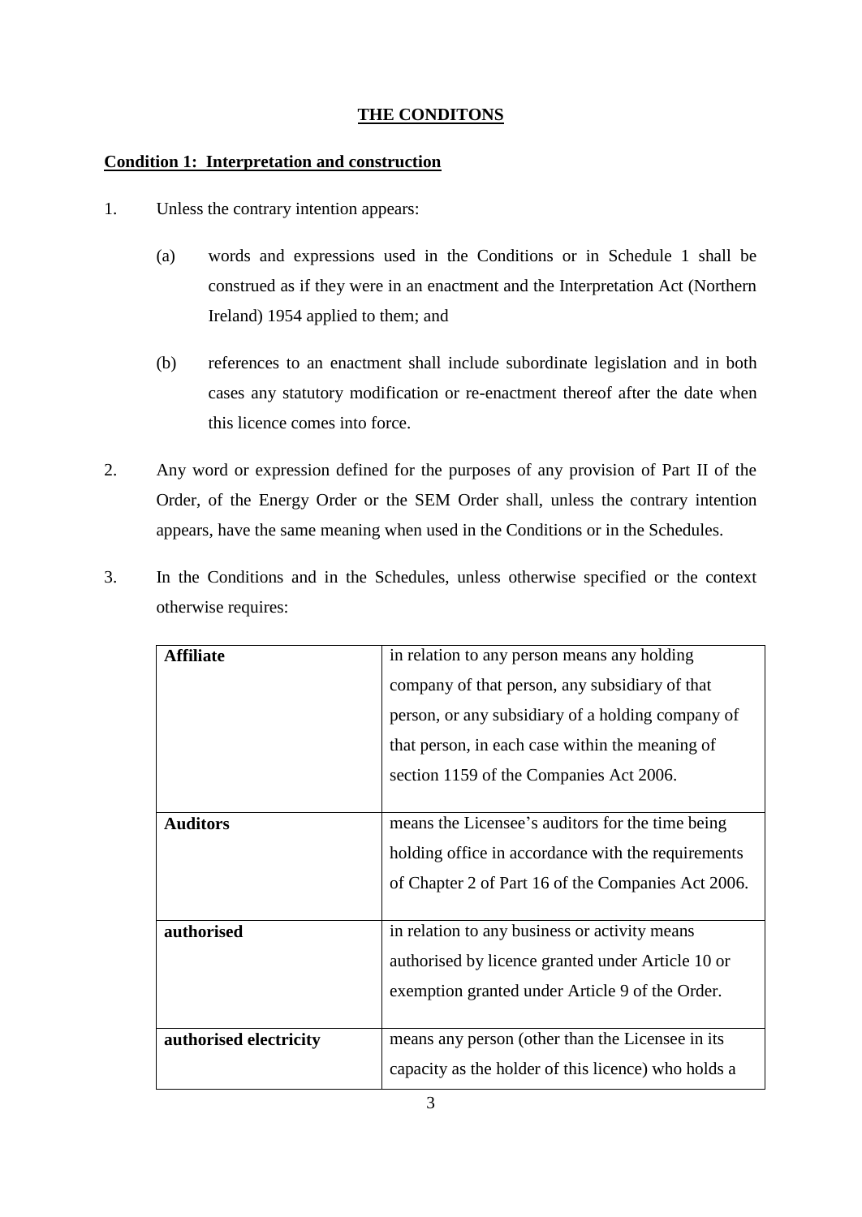## THE CONDITONS

### Condition 1: Interpretation and construction

1. Unless the contrary intention appears:

   (a) words and expressions used in the Conditions or in Schedule 1 shall be construed as if they were in an enactment and the Interpretation Act (Northern Ireland) 1954 applied to them; and

   (b) references to an enactment shall include subordinate legislation and in both cases any statutory modification or re-enactment thereof after the date when this licence comes into force.

2. Any word or expression defined for the purposes of any provision of Part II of the Order, of the Energy Order or the SEM Order shall, unless the contrary intention appears, have the same meaning when used in the Conditions or in the Schedules.

3. In the Conditions and in the Schedules, unless otherwise specified or the context otherwise requires:

| | |
|---|---|
| **Affiliate** | in relation to any person means any holding company of that person, any subsidiary of that person, or any subsidiary of a holding company of that person, in each case within the meaning of section 1159 of the Companies Act 2006. |
| **Auditors** | means the Licensee's auditors for the time being holding office in accordance with the requirements of Chapter 2 of Part 16 of the Companies Act 2006. |
| **authorised** | in relation to any business or activity means authorised by licence granted under Article 10 or exemption granted under Article 9 of the Order. |
| **authorised electricity** | means any person (other than the Licensee in its capacity as the holder of this licence) who holds a |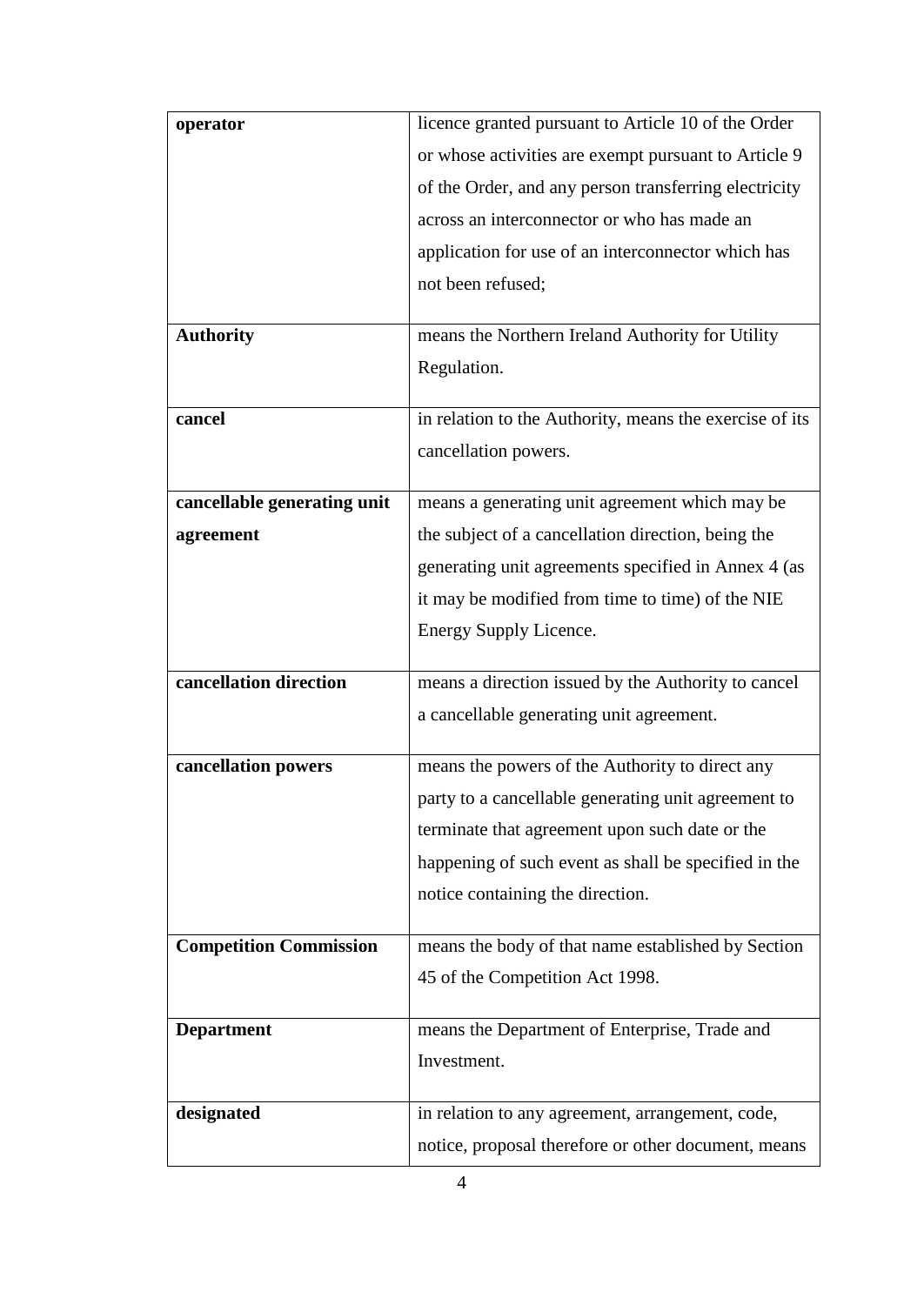| | |
|---|---|
| **operator** | licence granted pursuant to Article 10 of the Order or whose activities are exempt pursuant to Article 9 of the Order, and any person transferring electricity across an interconnector or who has made an application for use of an interconnector which has not been refused; |
| **Authority** | means the Northern Ireland Authority for Utility Regulation. |
| **cancel** | in relation to the Authority, means the exercise of its cancellation powers. |
| **cancellable generating unit agreement** | means a generating unit agreement which may be the subject of a cancellation direction, being the generating unit agreements specified in Annex 4 (as it may be modified from time to time) of the NIE Energy Supply Licence. |
| **cancellation direction** | means a direction issued by the Authority to cancel a cancellable generating unit agreement. |
| **cancellation powers** | means the powers of the Authority to direct any party to a cancellable generating unit agreement to terminate that agreement upon such date or the happening of such event as shall be specified in the notice containing the direction. |
| **Competition Commission** | means the body of that name established by Section 45 of the Competition Act 1998. |
| **Department** | means the Department of Enterprise, Trade and Investment. |
| **designated** | in relation to any agreement, arrangement, code, notice, proposal therefore or other document, means |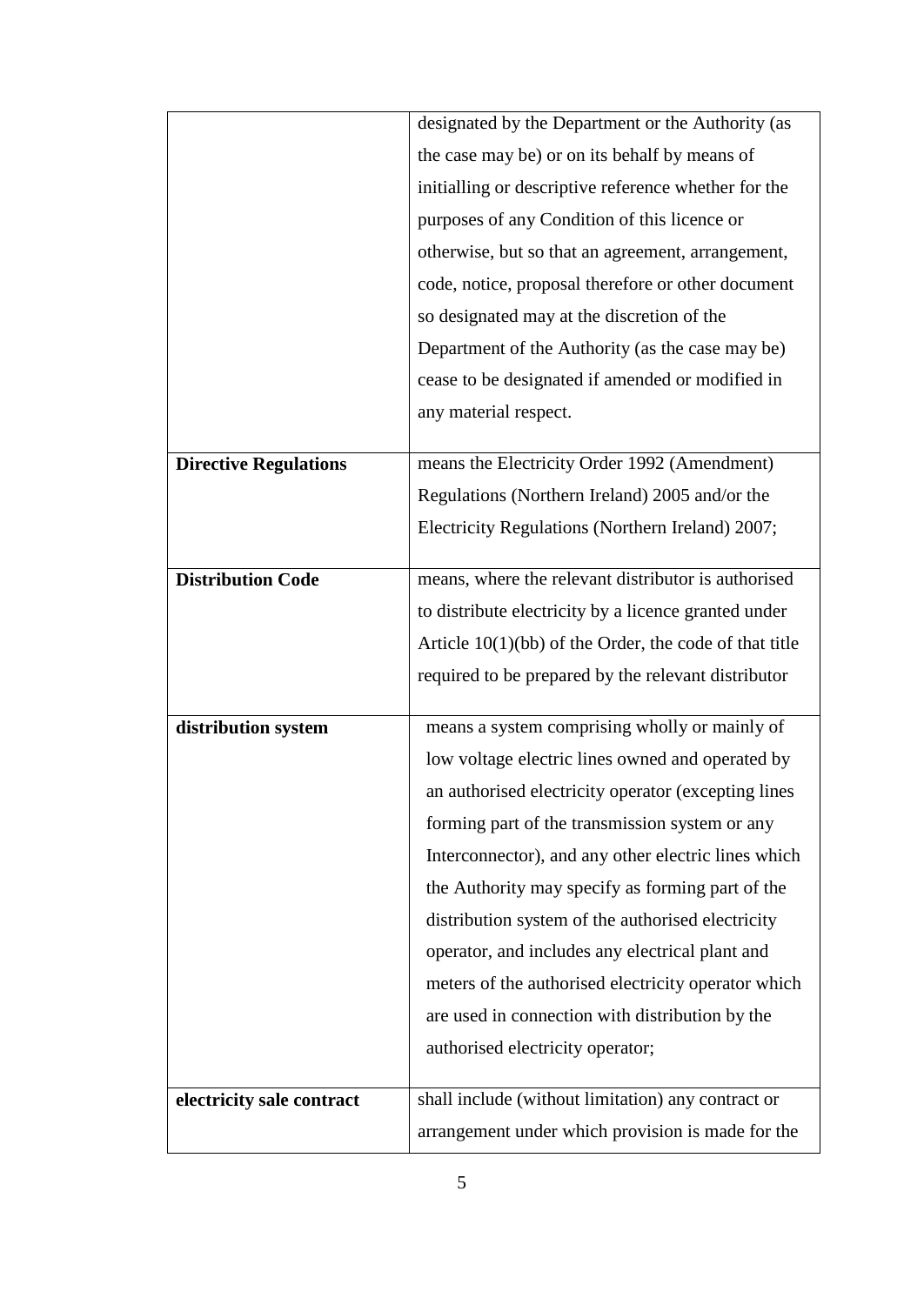| | |
|---|---|
| | designated by the Department or the Authority (as the case may be) or on its behalf by means of initialling or descriptive reference whether for the purposes of any Condition of this licence or otherwise, but so that an agreement, arrangement, code, notice, proposal therefore or other document so designated may at the discretion of the Department of the Authority (as the case may be) cease to be designated if amended or modified in any material respect. |
| **Directive Regulations** | means the Electricity Order 1992 (Amendment) Regulations (Northern Ireland) 2005 and/or the Electricity Regulations (Northern Ireland) 2007; |
| **Distribution Code** | means, where the relevant distributor is authorised to distribute electricity by a licence granted under Article 10(1)(bb) of the Order, the code of that title required to be prepared by the relevant distributor |
| **distribution system** | means a system comprising wholly or mainly of low voltage electric lines owned and operated by an authorised electricity operator (excepting lines forming part of the transmission system or any Interconnector), and any other electric lines which the Authority may specify as forming part of the distribution system of the authorised electricity operator, and includes any electrical plant and meters of the authorised electricity operator which are used in connection with distribution by the authorised electricity operator; |
| **electricity sale contract** | shall include (without limitation) any contract or arrangement under which provision is made for the |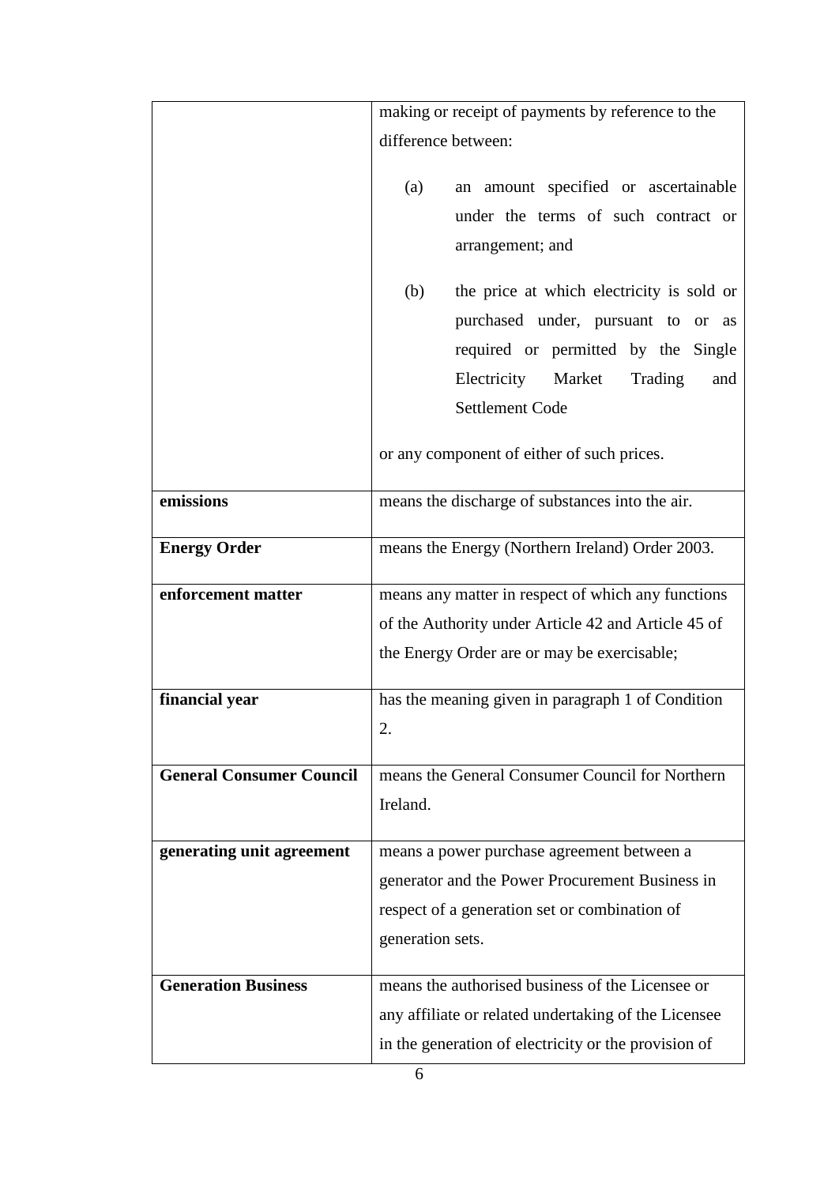| | |
|---|---|
| | making or receipt of payments by reference to the difference between:<br><br>(a) an amount specified or ascertainable under the terms of such contract or arrangement; and<br><br>(b) the price at which electricity is sold or purchased under, pursuant to or as required or permitted by the Single Electricity Market Trading and Settlement Code<br><br>or any component of either of such prices. |
| **emissions** | means the discharge of substances into the air. |
| **Energy Order** | means the Energy (Northern Ireland) Order 2003. |
| **enforcement matter** | means any matter in respect of which any functions of the Authority under Article 42 and Article 45 of the Energy Order are or may be exercisable; |
| **financial year** | has the meaning given in paragraph 1 of Condition 2. |
| **General Consumer Council** | means the General Consumer Council for Northern Ireland. |
| **generating unit agreement** | means a power purchase agreement between a generator and the Power Procurement Business in respect of a generation set or combination of generation sets. |
| **Generation Business** | means the authorised business of the Licensee or any affiliate or related undertaking of the Licensee in the generation of electricity or the provision of |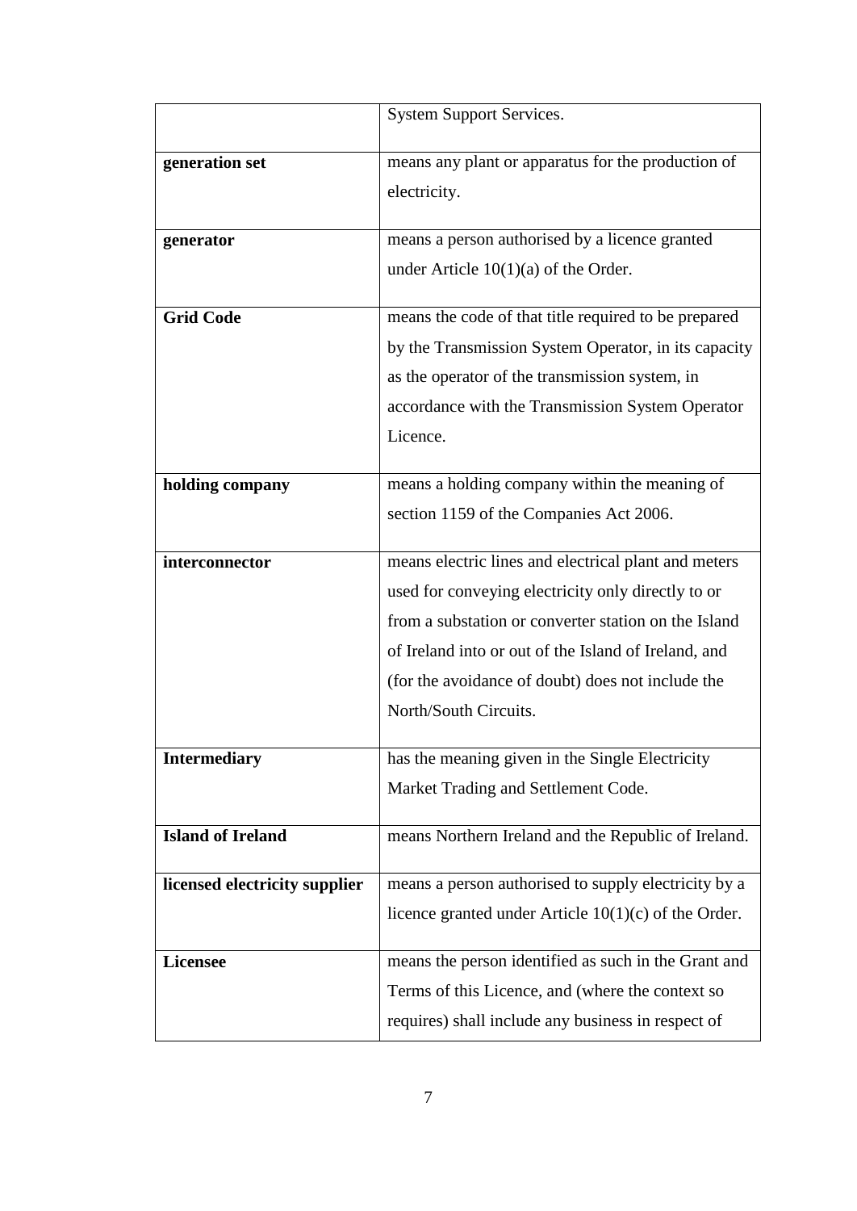| | |
|---|---|
| | System Support Services. |
| **generation set** | means any plant or apparatus for the production of electricity. |
| **generator** | means a person authorised by a licence granted under Article 10(1)(a) of the Order. |
| **Grid Code** | means the code of that title required to be prepared by the Transmission System Operator, in its capacity as the operator of the transmission system, in accordance with the Transmission System Operator Licence. |
| **holding company** | means a holding company within the meaning of section 1159 of the Companies Act 2006. |
| **interconnector** | means electric lines and electrical plant and meters used for conveying electricity only directly to or from a substation or converter station on the Island of Ireland into or out of the Island of Ireland, and (for the avoidance of doubt) does not include the North/South Circuits. |
| **Intermediary** | has the meaning given in the Single Electricity Market Trading and Settlement Code. |
| **Island of Ireland** | means Northern Ireland and the Republic of Ireland. |
| **licensed electricity supplier** | means a person authorised to supply electricity by a licence granted under Article 10(1)(c) of the Order. |
| **Licensee** | means the person identified as such in the Grant and Terms of this Licence, and (where the context so requires) shall include any business in respect of |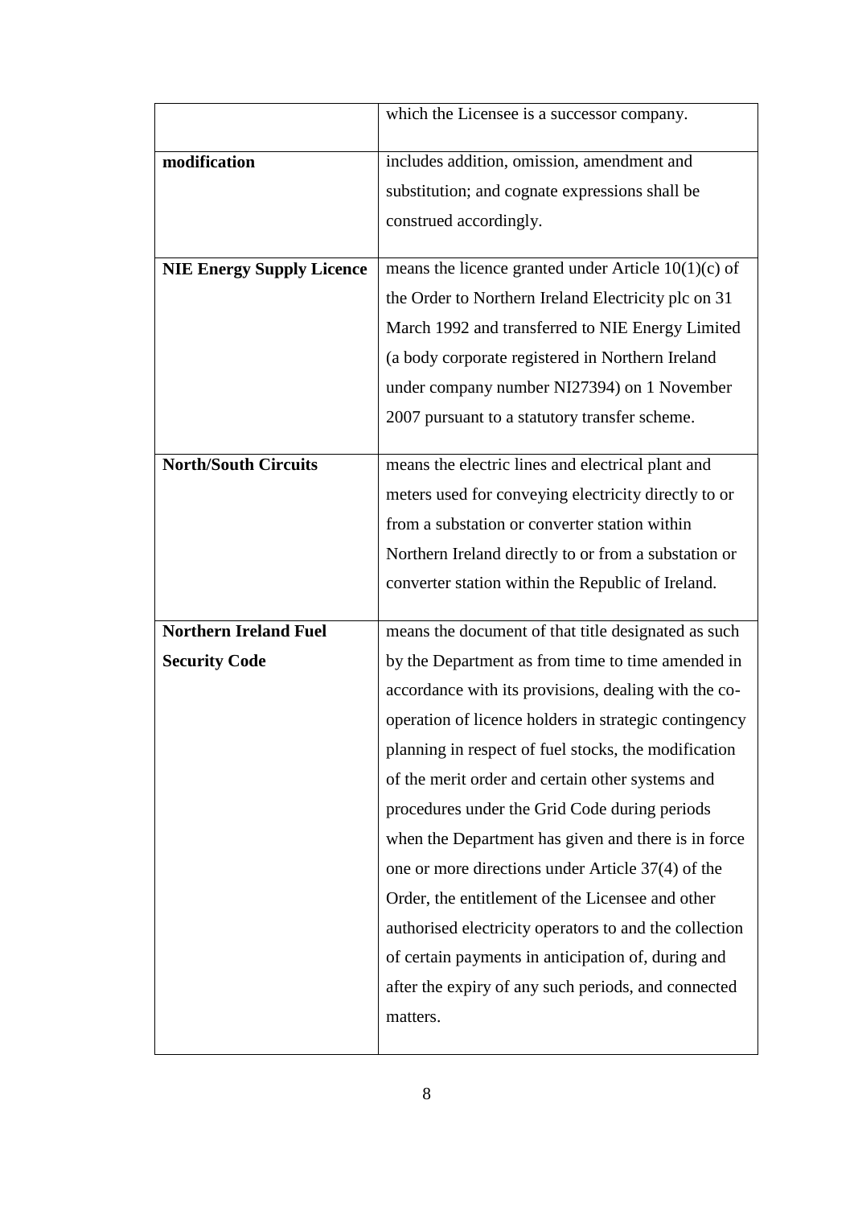| | |
|---|---|
| | which the Licensee is a successor company. |
| **modification** | includes addition, omission, amendment and substitution; and cognate expressions shall be construed accordingly. |
| **NIE Energy Supply Licence** | means the licence granted under Article 10(1)(c) of the Order to Northern Ireland Electricity plc on 31 March 1992 and transferred to NIE Energy Limited (a body corporate registered in Northern Ireland under company number NI27394) on 1 November 2007 pursuant to a statutory transfer scheme. |
| **North/South Circuits** | means the electric lines and electrical plant and meters used for conveying electricity directly to or from a substation or converter station within Northern Ireland directly to or from a substation or converter station within the Republic of Ireland. |
| **Northern Ireland Fuel Security Code** | means the document of that title designated as such by the Department as from time to time amended in accordance with its provisions, dealing with the co-operation of licence holders in strategic contingency planning in respect of fuel stocks, the modification of the merit order and certain other systems and procedures under the Grid Code during periods when the Department has given and there is in force one or more directions under Article 37(4) of the Order, the entitlement of the Licensee and other authorised electricity operators to and the collection of certain payments in anticipation of, during and after the expiry of any such periods, and connected matters. |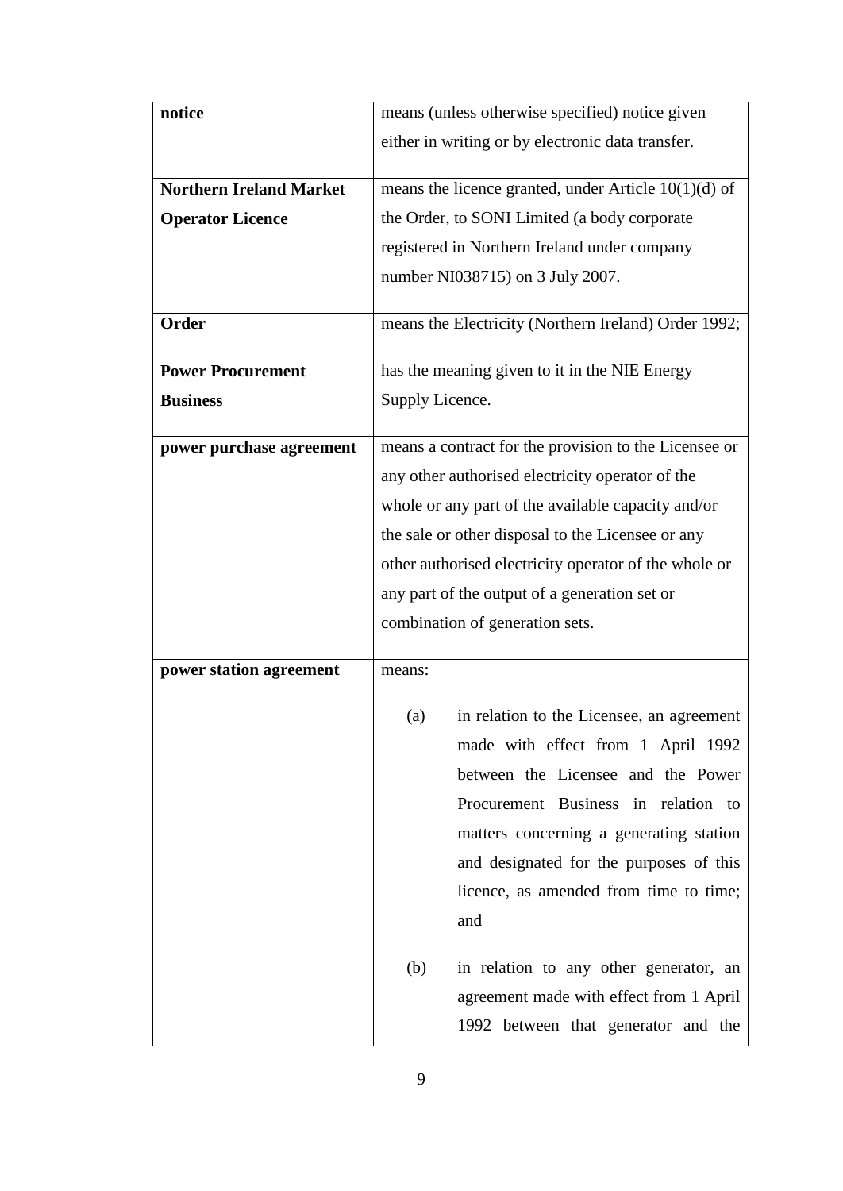| | |
|---|---|
| **notice** | means (unless otherwise specified) notice given either in writing or by electronic data transfer. |
| **Northern Ireland Market Operator Licence** | means the licence granted, under Article 10(1)(d) of the Order, to SONI Limited (a body corporate registered in Northern Ireland under company number NI038715) on 3 July 2007. |
| **Order** | means the Electricity (Northern Ireland) Order 1992; |
| **Power Procurement Business** | has the meaning given to it in the NIE Energy Supply Licence. |
| **power purchase agreement** | means a contract for the provision to the Licensee or any other authorised electricity operator of the whole or any part of the available capacity and/or the sale or other disposal to the Licensee or any other authorised electricity operator of the whole or any part of the output of a generation set or combination of generation sets. |
| **power station agreement** | means:<br><br>(a) in relation to the Licensee, an agreement made with effect from 1 April 1992 between the Licensee and the Power Procurement Business in relation to matters concerning a generating station and designated for the purposes of this licence, as amended from time to time; and<br><br>(b) in relation to any other generator, an agreement made with effect from 1 April 1992 between that generator and the |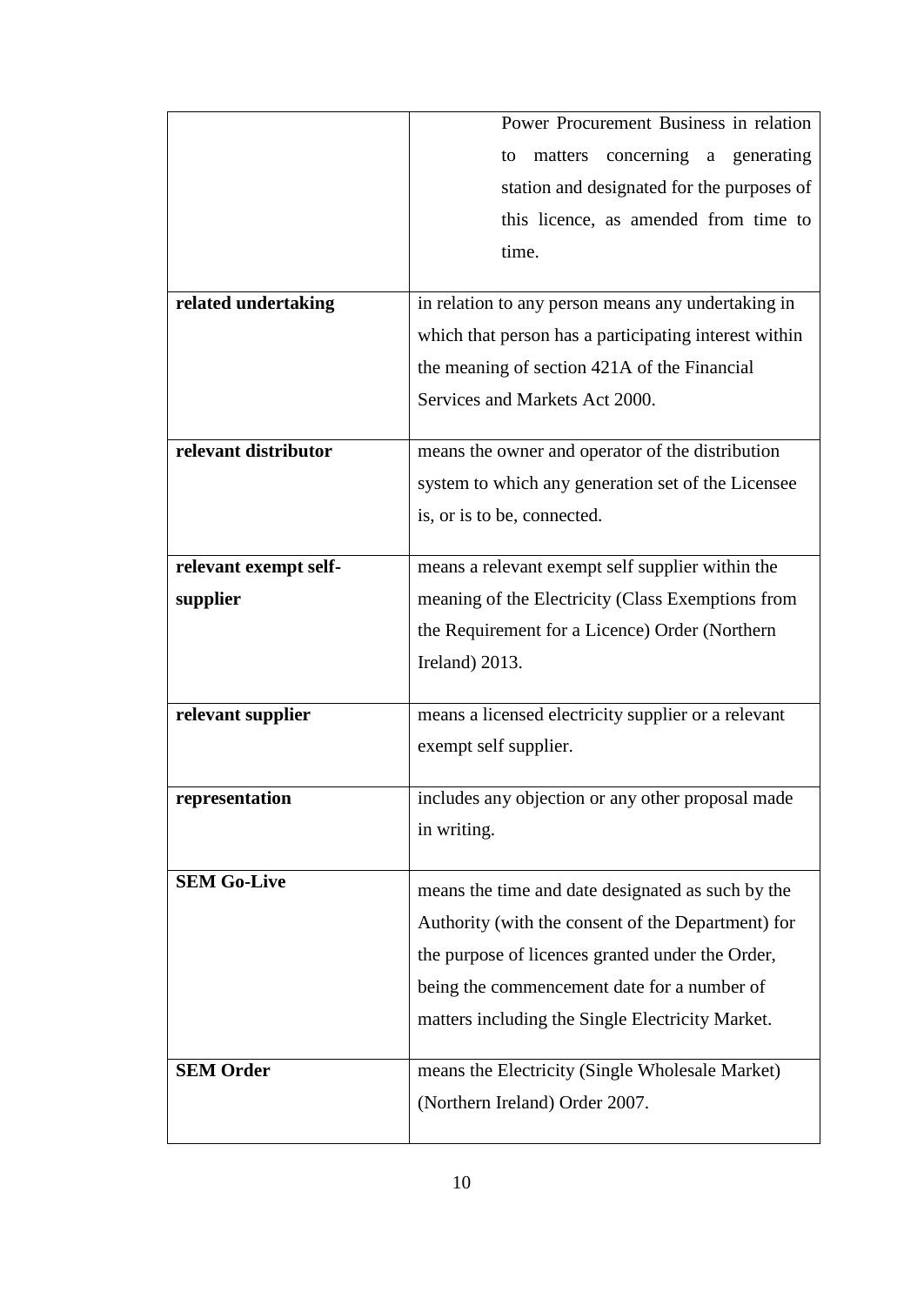| | |
|---|---|
| | Power Procurement Business in relation to matters concerning a generating station and designated for the purposes of this licence, as amended from time to time. |
| **related undertaking** | in relation to any person means any undertaking in which that person has a participating interest within the meaning of section 421A of the Financial Services and Markets Act 2000. |
| **relevant distributor** | means the owner and operator of the distribution system to which any generation set of the Licensee is, or is to be, connected. |
| **relevant exempt self-supplier** | means a relevant exempt self supplier within the meaning of the Electricity (Class Exemptions from the Requirement for a Licence) Order (Northern Ireland) 2013. |
| **relevant supplier** | means a licensed electricity supplier or a relevant exempt self supplier. |
| **representation** | includes any objection or any other proposal made in writing. |
| **SEM Go-Live** | means the time and date designated as such by the Authority (with the consent of the Department) for the purpose of licences granted under the Order, being the commencement date for a number of matters including the Single Electricity Market. |
| **SEM Order** | means the Electricity (Single Wholesale Market) (Northern Ireland) Order 2007. |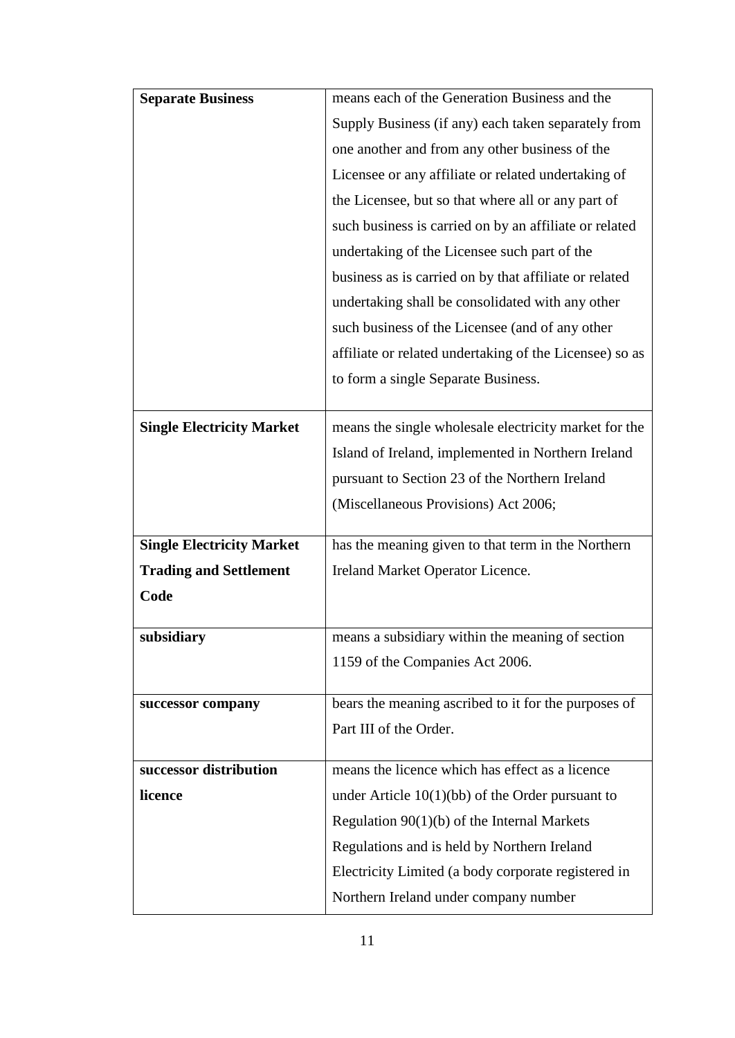| | |
|---|---|
| **Separate Business** | means each of the Generation Business and the Supply Business (if any) each taken separately from one another and from any other business of the Licensee or any affiliate or related undertaking of the Licensee, but so that where all or any part of such business is carried on by an affiliate or related undertaking of the Licensee such part of the business as is carried on by that affiliate or related undertaking shall be consolidated with any other such business of the Licensee (and of any other affiliate or related undertaking of the Licensee) so as to form a single Separate Business. |
| **Single Electricity Market** | means the single wholesale electricity market for the Island of Ireland, implemented in Northern Ireland pursuant to Section 23 of the Northern Ireland (Miscellaneous Provisions) Act 2006; |
| **Single Electricity Market Trading and Settlement Code** | has the meaning given to that term in the Northern Ireland Market Operator Licence. |
| **subsidiary** | means a subsidiary within the meaning of section 1159 of the Companies Act 2006. |
| **successor company** | bears the meaning ascribed to it for the purposes of Part III of the Order. |
| **successor distribution licence** | means the licence which has effect as a licence under Article 10(1)(bb) of the Order pursuant to Regulation 90(1)(b) of the Internal Markets Regulations and is held by Northern Ireland Electricity Limited (a body corporate registered in Northern Ireland under company number |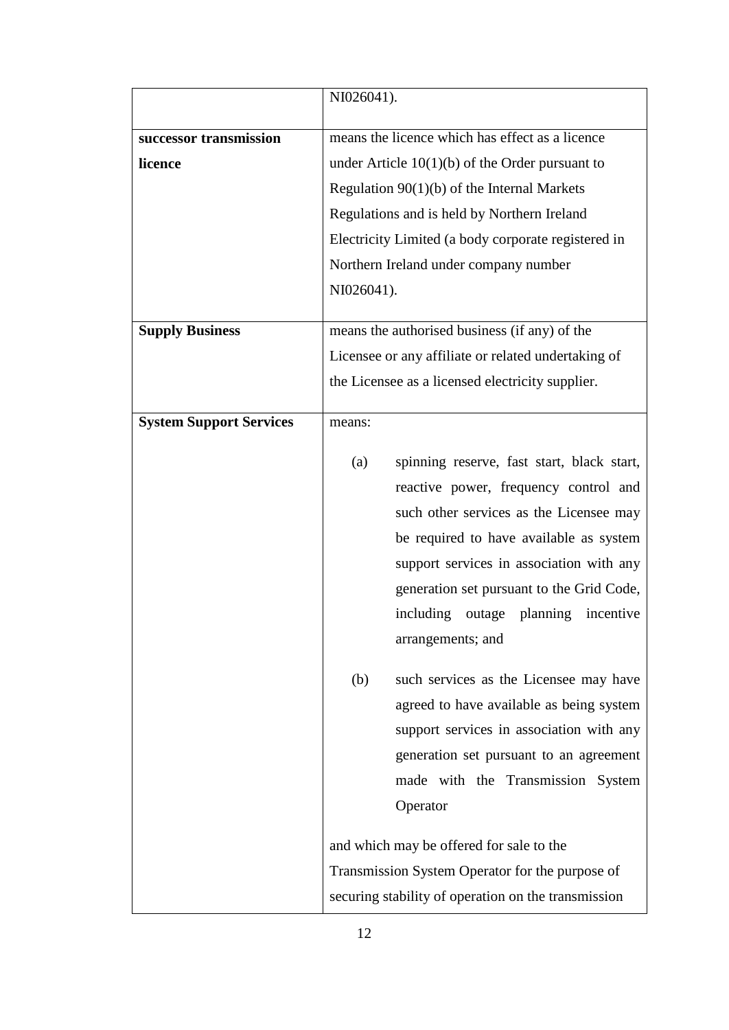| | |
|---|---|
| | NI026041). |
| **successor transmission licence** | means the licence which has effect as a licence under Article 10(1)(b) of the Order pursuant to Regulation 90(1)(b) of the Internal Markets Regulations and is held by Northern Ireland Electricity Limited (a body corporate registered in Northern Ireland under company number NI026041). |
| **Supply Business** | means the authorised business (if any) of the Licensee or any affiliate or related undertaking of the Licensee as a licensed electricity supplier. |
| **System Support Services** | means:<br><br>(a) spinning reserve, fast start, black start, reactive power, frequency control and such other services as the Licensee may be required to have available as system support services in association with any generation set pursuant to the Grid Code, including outage planning incentive arrangements; and<br><br>(b) such services as the Licensee may have agreed to have available as being system support services in association with any generation set pursuant to an agreement made with the Transmission System Operator<br><br>and which may be offered for sale to the Transmission System Operator for the purpose of securing stability of operation on the transmission |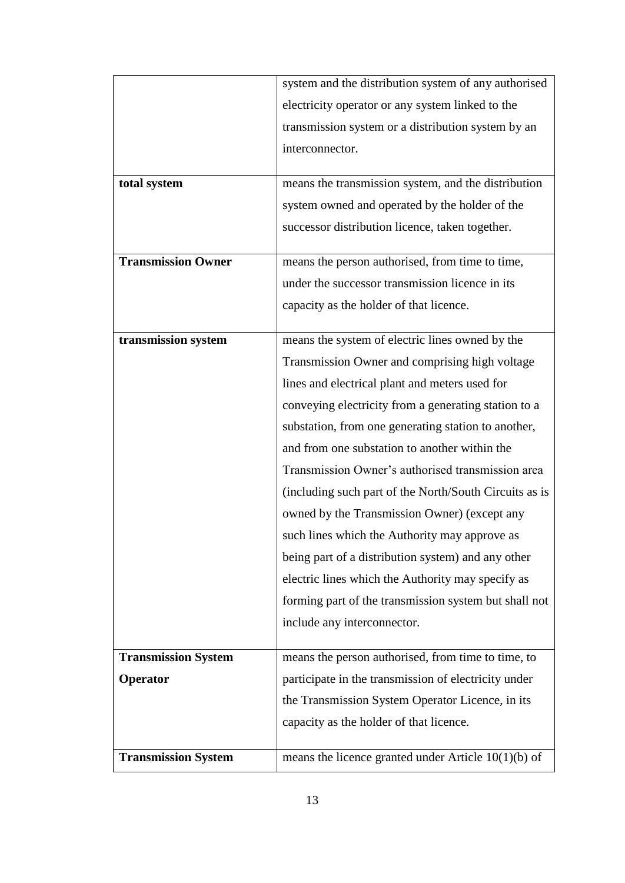| | |
|---|---|
| | system and the distribution system of any authorised electricity operator or any system linked to the transmission system or a distribution system by an interconnector. |
| **total system** | means the transmission system, and the distribution system owned and operated by the holder of the successor distribution licence, taken together. |
| **Transmission Owner** | means the person authorised, from time to time, under the successor transmission licence in its capacity as the holder of that licence. |
| **transmission system** | means the system of electric lines owned by the Transmission Owner and comprising high voltage lines and electrical plant and meters used for conveying electricity from a generating station to a substation, from one generating station to another, and from one substation to another within the Transmission Owner's authorised transmission area (including such part of the North/South Circuits as is owned by the Transmission Owner) (except any such lines which the Authority may approve as being part of a distribution system) and any other electric lines which the Authority may specify as forming part of the transmission system but shall not include any interconnector. |
| **Transmission System Operator** | means the person authorised, from time to time, to participate in the transmission of electricity under the Transmission System Operator Licence, in its capacity as the holder of that licence. |
| **Transmission System** | means the licence granted under Article 10(1)(b) of |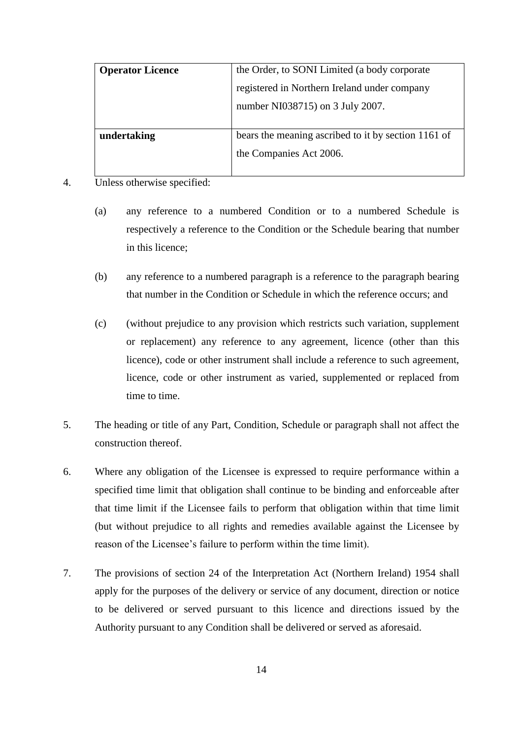| **Operator Licence** | the Order, to SONI Limited (a body corporate registered in Northern Ireland under company number NI038715) on 3 July 2007. |
|---|---|
| **undertaking** | bears the meaning ascribed to it by section 1161 of the Companies Act 2006. |

4. Unless otherwise specified:

   (a) any reference to a numbered Condition or to a numbered Schedule is respectively a reference to the Condition or the Schedule bearing that number in this licence;

   (b) any reference to a numbered paragraph is a reference to the paragraph bearing that number in the Condition or Schedule in which the reference occurs; and

   (c) (without prejudice to any provision which restricts such variation, supplement or replacement) any reference to any agreement, licence (other than this licence), code or other instrument shall include a reference to such agreement, licence, code or other instrument as varied, supplemented or replaced from time to time.

5. The heading or title of any Part, Condition, Schedule or paragraph shall not affect the construction thereof.

6. Where any obligation of the Licensee is expressed to require performance within a specified time limit that obligation shall continue to be binding and enforceable after that time limit if the Licensee fails to perform that obligation within that time limit (but without prejudice to all rights and remedies available against the Licensee by reason of the Licensee's failure to perform within the time limit).

7. The provisions of section 24 of the Interpretation Act (Northern Ireland) 1954 shall apply for the purposes of the delivery or service of any document, direction or notice to be delivered or served pursuant to this licence and directions issued by the Authority pursuant to any Condition shall be delivered or served as aforesaid.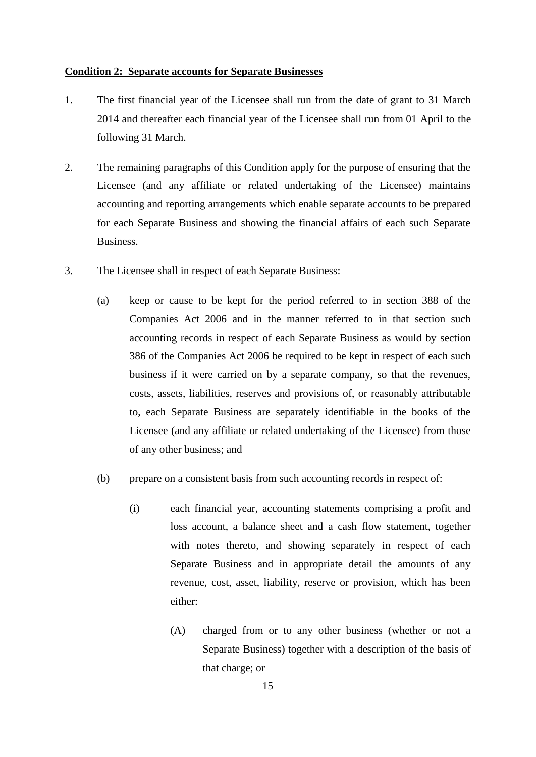**Condition 2: Separate accounts for Separate Businesses**

1. The first financial year of the Licensee shall run from the date of grant to 31 March 2014 and thereafter each financial year of the Licensee shall run from 01 April to the following 31 March.

2. The remaining paragraphs of this Condition apply for the purpose of ensuring that the Licensee (and any affiliate or related undertaking of the Licensee) maintains accounting and reporting arrangements which enable separate accounts to be prepared for each Separate Business and showing the financial affairs of each such Separate Business.

3. The Licensee shall in respect of each Separate Business:

   (a) keep or cause to be kept for the period referred to in section 388 of the Companies Act 2006 and in the manner referred to in that section such accounting records in respect of each Separate Business as would by section 386 of the Companies Act 2006 be required to be kept in respect of each such business if it were carried on by a separate company, so that the revenues, costs, assets, liabilities, reserves and provisions of, or reasonably attributable to, each Separate Business are separately identifiable in the books of the Licensee (and any affiliate or related undertaking of the Licensee) from those of any other business; and

   (b) prepare on a consistent basis from such accounting records in respect of:

      (i) each financial year, accounting statements comprising a profit and loss account, a balance sheet and a cash flow statement, together with notes thereto, and showing separately in respect of each Separate Business and in appropriate detail the amounts of any revenue, cost, asset, liability, reserve or provision, which has been either:

         (A) charged from or to any other business (whether or not a Separate Business) together with a description of the basis of that charge; or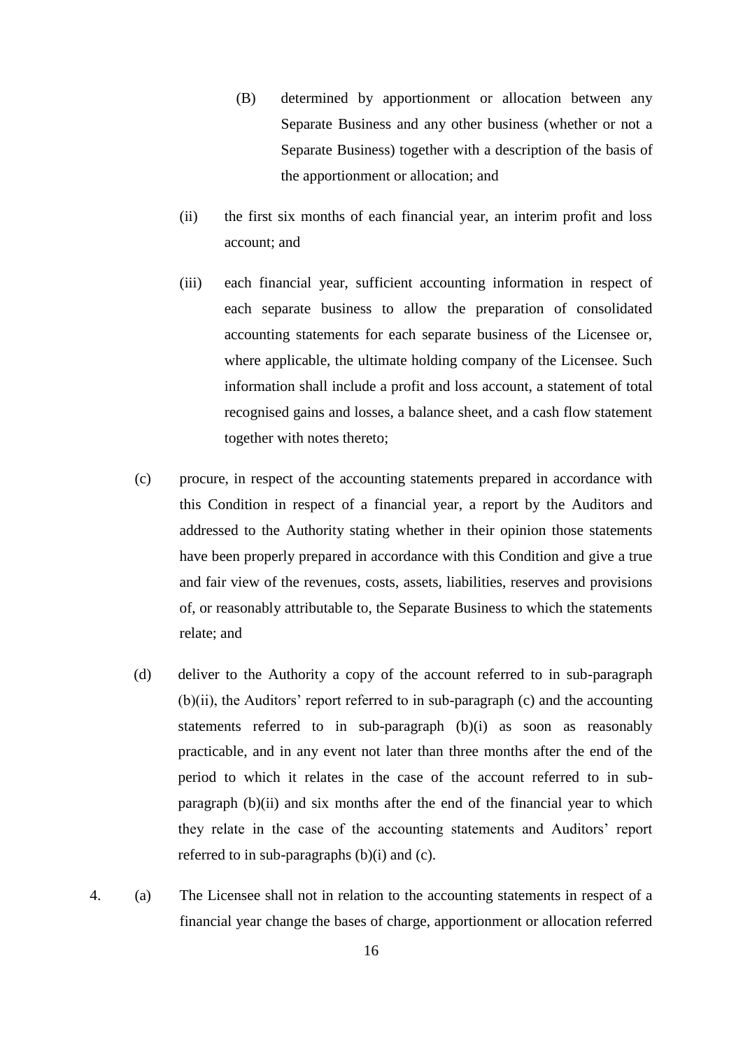(B) determined by apportionment or allocation between any Separate Business and any other business (whether or not a Separate Business) together with a description of the basis of the apportionment or allocation; and

(ii) the first six months of each financial year, an interim profit and loss account; and

(iii) each financial year, sufficient accounting information in respect of each separate business to allow the preparation of consolidated accounting statements for each separate business of the Licensee or, where applicable, the ultimate holding company of the Licensee. Such information shall include a profit and loss account, a statement of total recognised gains and losses, a balance sheet, and a cash flow statement together with notes thereto;

(c) procure, in respect of the accounting statements prepared in accordance with this Condition in respect of a financial year, a report by the Auditors and addressed to the Authority stating whether in their opinion those statements have been properly prepared in accordance with this Condition and give a true and fair view of the revenues, costs, assets, liabilities, reserves and provisions of, or reasonably attributable to, the Separate Business to which the statements relate; and

(d) deliver to the Authority a copy of the account referred to in sub-paragraph (b)(ii), the Auditors' report referred to in sub-paragraph (c) and the accounting statements referred to in sub-paragraph (b)(i) as soon as reasonably practicable, and in any event not later than three months after the end of the period to which it relates in the case of the account referred to in sub-paragraph (b)(ii) and six months after the end of the financial year to which they relate in the case of the accounting statements and Auditors' report referred to in sub-paragraphs (b)(i) and (c).

4. (a) The Licensee shall not in relation to the accounting statements in respect of a financial year change the bases of charge, apportionment or allocation referred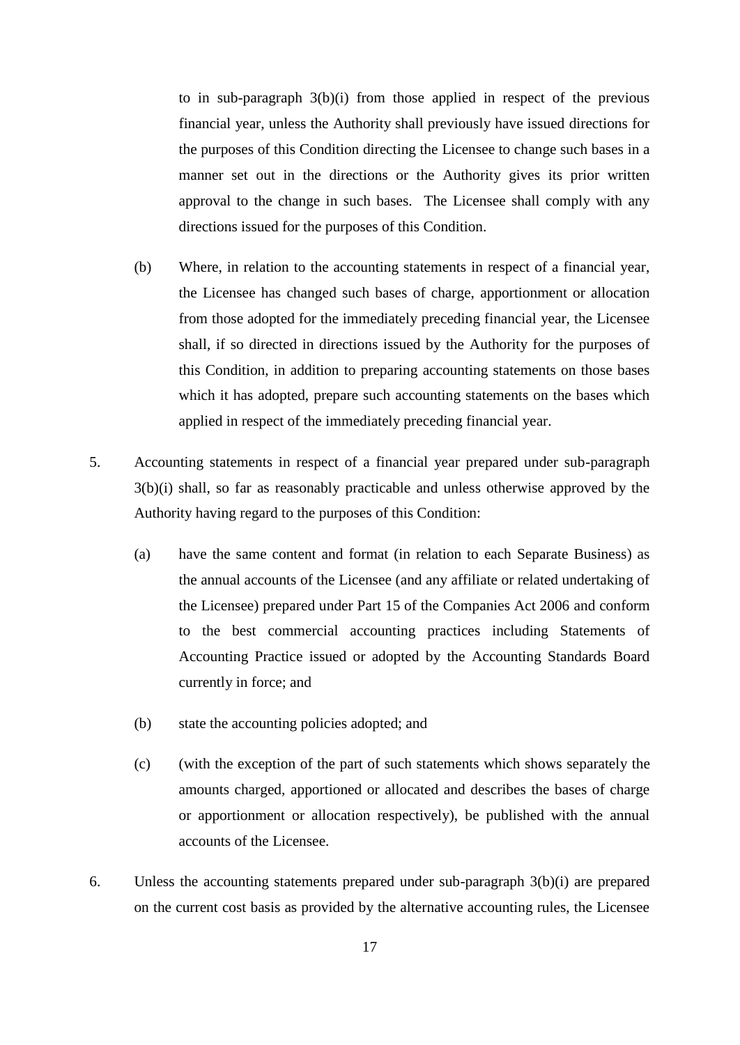to in sub-paragraph 3(b)(i) from those applied in respect of the previous financial year, unless the Authority shall previously have issued directions for the purposes of this Condition directing the Licensee to change such bases in a manner set out in the directions or the Authority gives its prior written approval to the change in such bases. The Licensee shall comply with any directions issued for the purposes of this Condition.

(b) Where, in relation to the accounting statements in respect of a financial year, the Licensee has changed such bases of charge, apportionment or allocation from those adopted for the immediately preceding financial year, the Licensee shall, if so directed in directions issued by the Authority for the purposes of this Condition, in addition to preparing accounting statements on those bases which it has adopted, prepare such accounting statements on the bases which applied in respect of the immediately preceding financial year.

5. Accounting statements in respect of a financial year prepared under sub-paragraph 3(b)(i) shall, so far as reasonably practicable and unless otherwise approved by the Authority having regard to the purposes of this Condition:

   (a) have the same content and format (in relation to each Separate Business) as the annual accounts of the Licensee (and any affiliate or related undertaking of the Licensee) prepared under Part 15 of the Companies Act 2006 and conform to the best commercial accounting practices including Statements of Accounting Practice issued or adopted by the Accounting Standards Board currently in force; and

   (b) state the accounting policies adopted; and

   (c) (with the exception of the part of such statements which shows separately the amounts charged, apportioned or allocated and describes the bases of charge or apportionment or allocation respectively), be published with the annual accounts of the Licensee.

6. Unless the accounting statements prepared under sub-paragraph 3(b)(i) are prepared on the current cost basis as provided by the alternative accounting rules, the Licensee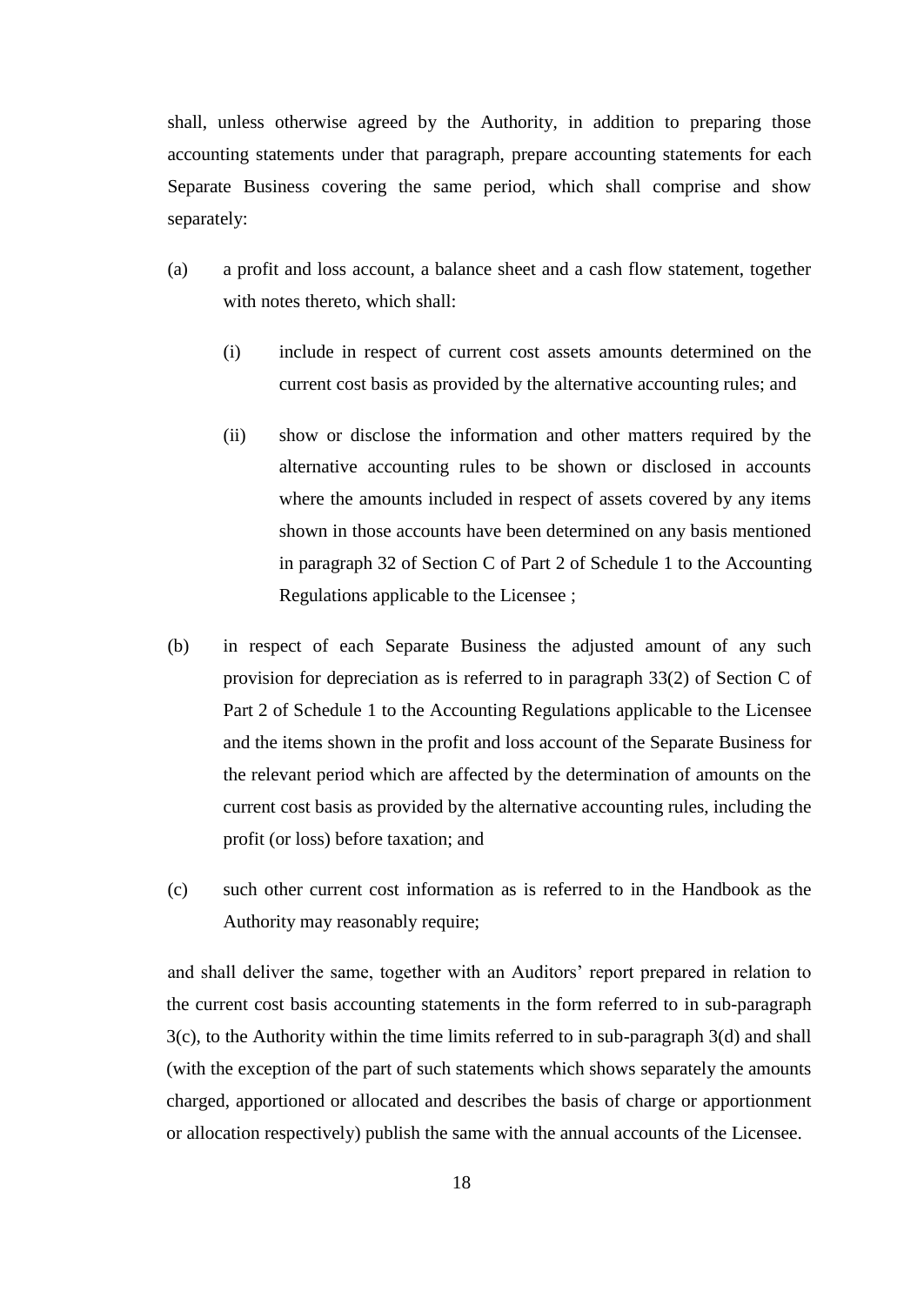shall, unless otherwise agreed by the Authority, in addition to preparing those accounting statements under that paragraph, prepare accounting statements for each Separate Business covering the same period, which shall comprise and show separately:

(a) a profit and loss account, a balance sheet and a cash flow statement, together with notes thereto, which shall:

  (i) include in respect of current cost assets amounts determined on the current cost basis as provided by the alternative accounting rules; and

  (ii) show or disclose the information and other matters required by the alternative accounting rules to be shown or disclosed in accounts where the amounts included in respect of assets covered by any items shown in those accounts have been determined on any basis mentioned in paragraph 32 of Section C of Part 2 of Schedule 1 to the Accounting Regulations applicable to the Licensee ;

(b) in respect of each Separate Business the adjusted amount of any such provision for depreciation as is referred to in paragraph 33(2) of Section C of Part 2 of Schedule 1 to the Accounting Regulations applicable to the Licensee and the items shown in the profit and loss account of the Separate Business for the relevant period which are affected by the determination of amounts on the current cost basis as provided by the alternative accounting rules, including the profit (or loss) before taxation; and

(c) such other current cost information as is referred to in the Handbook as the Authority may reasonably require;

and shall deliver the same, together with an Auditors' report prepared in relation to the current cost basis accounting statements in the form referred to in sub-paragraph 3(c), to the Authority within the time limits referred to in sub-paragraph 3(d) and shall (with the exception of the part of such statements which shows separately the amounts charged, apportioned or allocated and describes the basis of charge or apportionment or allocation respectively) publish the same with the annual accounts of the Licensee.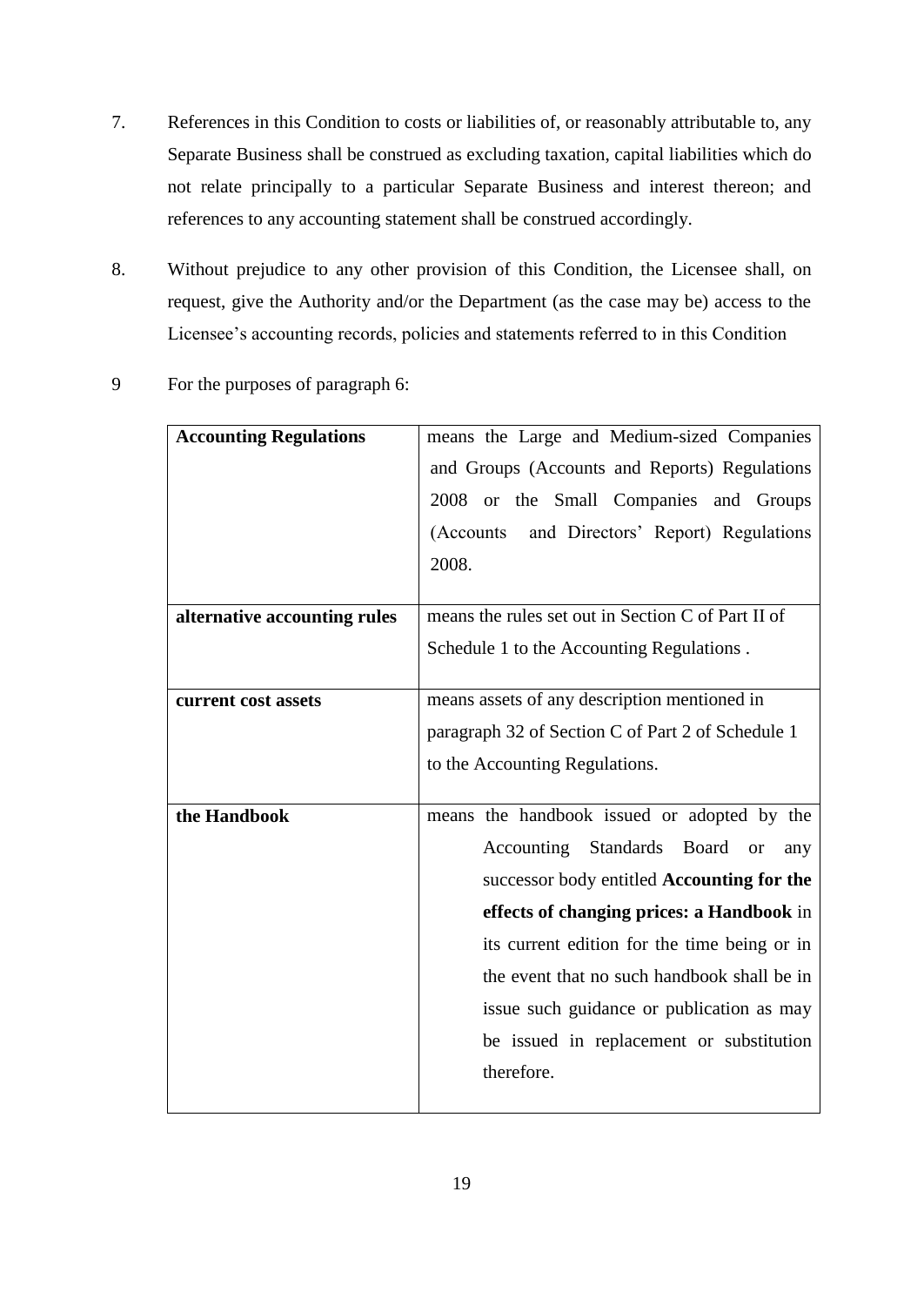7. References in this Condition to costs or liabilities of, or reasonably attributable to, any Separate Business shall be construed as excluding taxation, capital liabilities which do not relate principally to a particular Separate Business and interest thereon; and references to any accounting statement shall be construed accordingly.

8. Without prejudice to any other provision of this Condition, the Licensee shall, on request, give the Authority and/or the Department (as the case may be) access to the Licensee's accounting records, policies and statements referred to in this Condition

9 For the purposes of paragraph 6:

| | |
|---|---|
| **Accounting Regulations** | means the Large and Medium-sized Companies and Groups (Accounts and Reports) Regulations 2008 or the Small Companies and Groups (Accounts and Directors' Report) Regulations 2008. |
| **alternative accounting rules** | means the rules set out in Section C of Part II of Schedule 1 to the Accounting Regulations . |
| **current cost assets** | means assets of any description mentioned in paragraph 32 of Section C of Part 2 of Schedule 1 to the Accounting Regulations. |
| **the Handbook** | means the handbook issued or adopted by the Accounting Standards Board or any successor body entitled **Accounting for the effects of changing prices: a Handbook** in its current edition for the time being or in the event that no such handbook shall be in issue such guidance or publication as may be issued in replacement or substitution therefore. |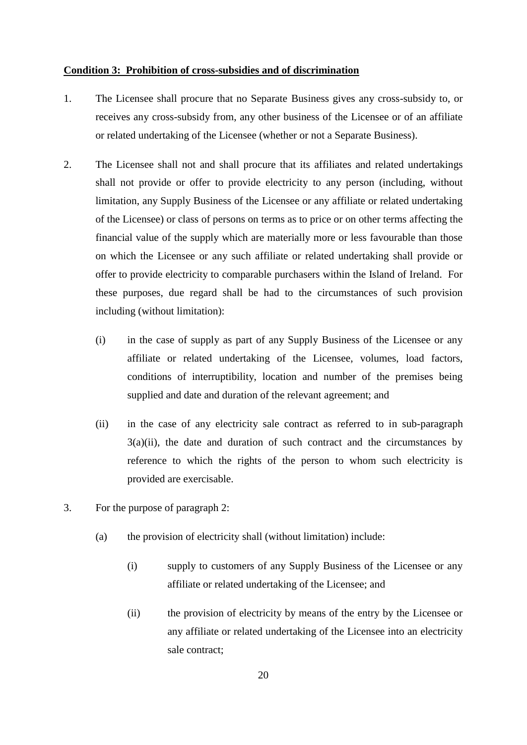**Condition 3: Prohibition of cross-subsidies and of discrimination**

1. The Licensee shall procure that no Separate Business gives any cross-subsidy to, or receives any cross-subsidy from, any other business of the Licensee or of an affiliate or related undertaking of the Licensee (whether or not a Separate Business).

2. The Licensee shall not and shall procure that its affiliates and related undertakings shall not provide or offer to provide electricity to any person (including, without limitation, any Supply Business of the Licensee or any affiliate or related undertaking of the Licensee) or class of persons on terms as to price or on other terms affecting the financial value of the supply which are materially more or less favourable than those on which the Licensee or any such affiliate or related undertaking shall provide or offer to provide electricity to comparable purchasers within the Island of Ireland. For these purposes, due regard shall be had to the circumstances of such provision including (without limitation):

   (i) in the case of supply as part of any Supply Business of the Licensee or any affiliate or related undertaking of the Licensee, volumes, load factors, conditions of interruptibility, location and number of the premises being supplied and date and duration of the relevant agreement; and

   (ii) in the case of any electricity sale contract as referred to in sub-paragraph 3(a)(ii), the date and duration of such contract and the circumstances by reference to which the rights of the person to whom such electricity is provided are exercisable.

3. For the purpose of paragraph 2:

   (a) the provision of electricity shall (without limitation) include:

      (i) supply to customers of any Supply Business of the Licensee or any affiliate or related undertaking of the Licensee; and

      (ii) the provision of electricity by means of the entry by the Licensee or any affiliate or related undertaking of the Licensee into an electricity sale contract;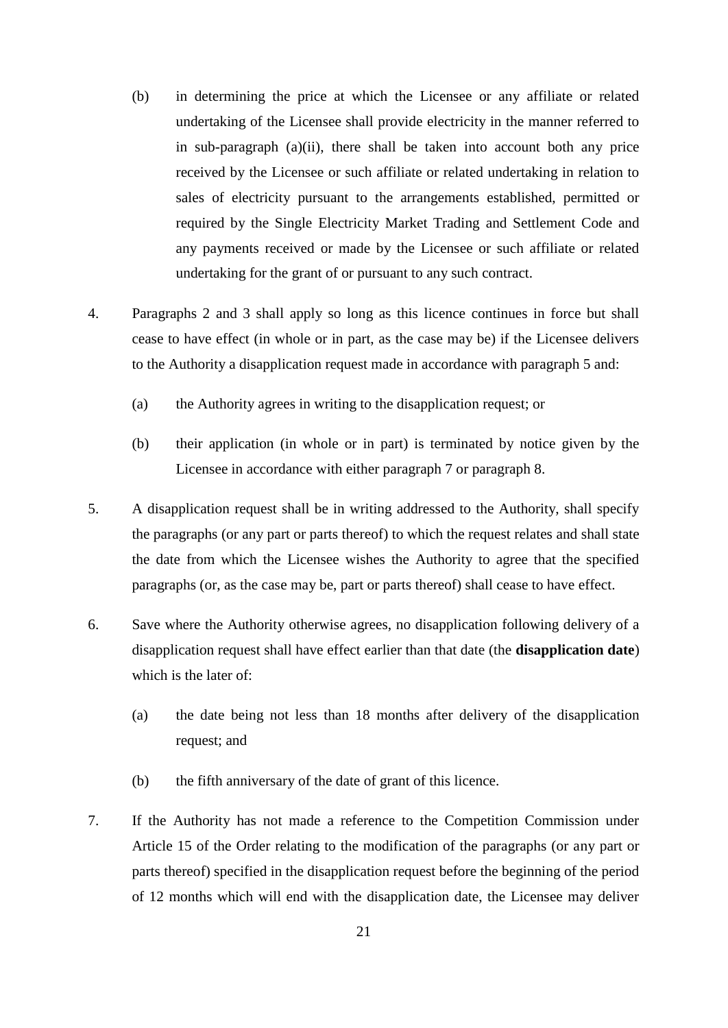(b) in determining the price at which the Licensee or any affiliate or related undertaking of the Licensee shall provide electricity in the manner referred to in sub-paragraph (a)(ii), there shall be taken into account both any price received by the Licensee or such affiliate or related undertaking in relation to sales of electricity pursuant to the arrangements established, permitted or required by the Single Electricity Market Trading and Settlement Code and any payments received or made by the Licensee or such affiliate or related undertaking for the grant of or pursuant to any such contract.

4. Paragraphs 2 and 3 shall apply so long as this licence continues in force but shall cease to have effect (in whole or in part, as the case may be) if the Licensee delivers to the Authority a disapplication request made in accordance with paragraph 5 and:

   (a) the Authority agrees in writing to the disapplication request; or

   (b) their application (in whole or in part) is terminated by notice given by the Licensee in accordance with either paragraph 7 or paragraph 8.

5. A disapplication request shall be in writing addressed to the Authority, shall specify the paragraphs (or any part or parts thereof) to which the request relates and shall state the date from which the Licensee wishes the Authority to agree that the specified paragraphs (or, as the case may be, part or parts thereof) shall cease to have effect.

6. Save where the Authority otherwise agrees, no disapplication following delivery of a disapplication request shall have effect earlier than that date (the **disapplication date**) which is the later of:

   (a) the date being not less than 18 months after delivery of the disapplication request; and

   (b) the fifth anniversary of the date of grant of this licence.

7. If the Authority has not made a reference to the Competition Commission under Article 15 of the Order relating to the modification of the paragraphs (or any part or parts thereof) specified in the disapplication request before the beginning of the period of 12 months which will end with the disapplication date, the Licensee may deliver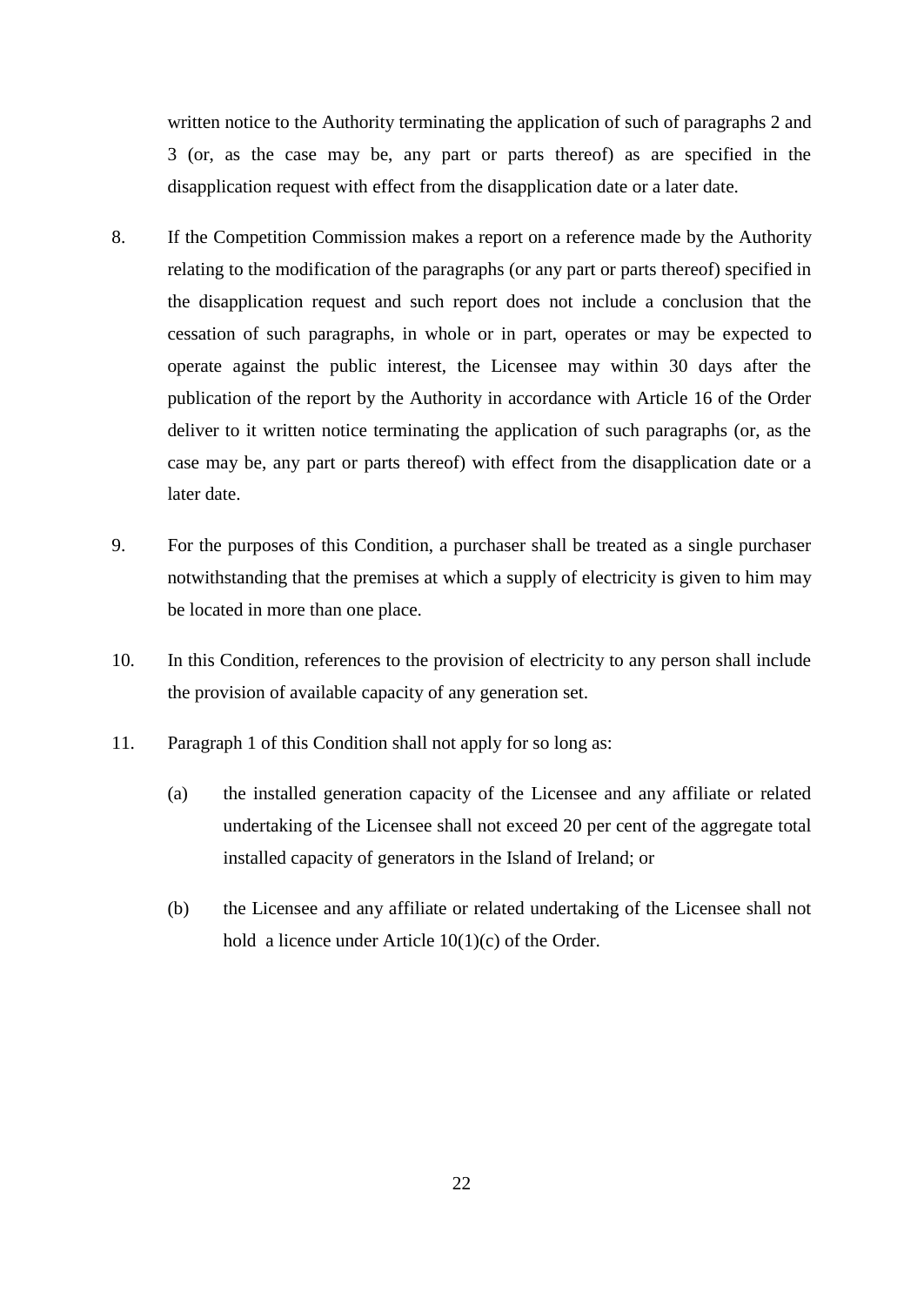written notice to the Authority terminating the application of such of paragraphs 2 and 3 (or, as the case may be, any part or parts thereof) as are specified in the disapplication request with effect from the disapplication date or a later date.

8. If the Competition Commission makes a report on a reference made by the Authority relating to the modification of the paragraphs (or any part or parts thereof) specified in the disapplication request and such report does not include a conclusion that the cessation of such paragraphs, in whole or in part, operates or may be expected to operate against the public interest, the Licensee may within 30 days after the publication of the report by the Authority in accordance with Article 16 of the Order deliver to it written notice terminating the application of such paragraphs (or, as the case may be, any part or parts thereof) with effect from the disapplication date or a later date.

9. For the purposes of this Condition, a purchaser shall be treated as a single purchaser notwithstanding that the premises at which a supply of electricity is given to him may be located in more than one place.

10. In this Condition, references to the provision of electricity to any person shall include the provision of available capacity of any generation set.

11. Paragraph 1 of this Condition shall not apply for so long as:

    (a) the installed generation capacity of the Licensee and any affiliate or related undertaking of the Licensee shall not exceed 20 per cent of the aggregate total installed capacity of generators in the Island of Ireland; or

    (b) the Licensee and any affiliate or related undertaking of the Licensee shall not hold a licence under Article 10(1)(c) of the Order.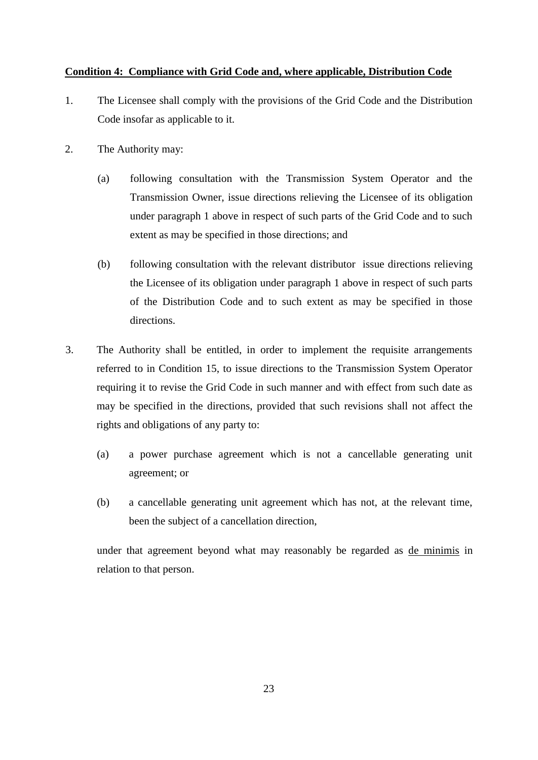**Condition 4: Compliance with Grid Code and, where applicable, Distribution Code**

1. The Licensee shall comply with the provisions of the Grid Code and the Distribution Code insofar as applicable to it.

2. The Authority may:

   (a) following consultation with the Transmission System Operator and the Transmission Owner, issue directions relieving the Licensee of its obligation under paragraph 1 above in respect of such parts of the Grid Code and to such extent as may be specified in those directions; and

   (b) following consultation with the relevant distributor issue directions relieving the Licensee of its obligation under paragraph 1 above in respect of such parts of the Distribution Code and to such extent as may be specified in those directions.

3. The Authority shall be entitled, in order to implement the requisite arrangements referred to in Condition 15, to issue directions to the Transmission System Operator requiring it to revise the Grid Code in such manner and with effect from such date as may be specified in the directions, provided that such revisions shall not affect the rights and obligations of any party to:

   (a) a power purchase agreement which is not a cancellable generating unit agreement; or

   (b) a cancellable generating unit agreement which has not, at the relevant time, been the subject of a cancellation direction,

   under that agreement beyond what may reasonably be regarded as de minimis in relation to that person.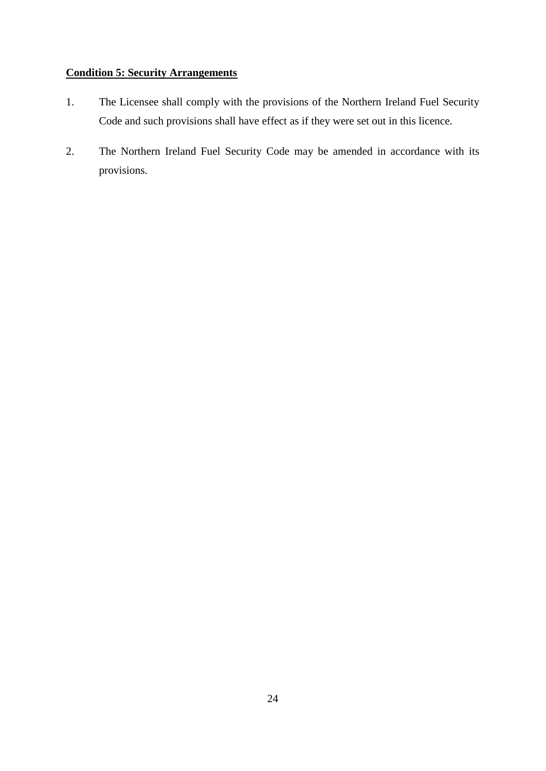**Condition 5: Security Arrangements**

1. The Licensee shall comply with the provisions of the Northern Ireland Fuel Security Code and such provisions shall have effect as if they were set out in this licence.

2. The Northern Ireland Fuel Security Code may be amended in accordance with its provisions.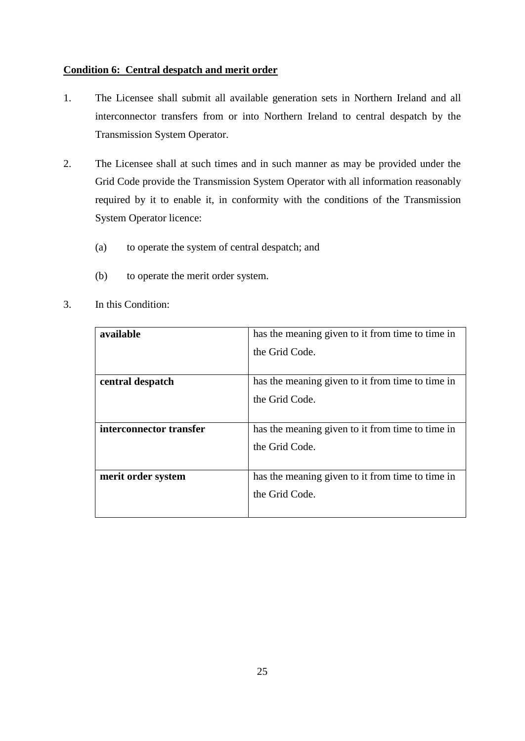**Condition 6: Central despatch and merit order**

1. The Licensee shall submit all available generation sets in Northern Ireland and all interconnector transfers from or into Northern Ireland to central despatch by the Transmission System Operator.

2. The Licensee shall at such times and in such manner as may be provided under the Grid Code provide the Transmission System Operator with all information reasonably required by it to enable it, in conformity with the conditions of the Transmission System Operator licence:

   (a) to operate the system of central despatch; and

   (b) to operate the merit order system.

3. In this Condition:

| | |
|---|---|
| **available** | has the meaning given to it from time to time in the Grid Code. |
| **central despatch** | has the meaning given to it from time to time in the Grid Code. |
| **interconnector transfer** | has the meaning given to it from time to time in the Grid Code. |
| **merit order system** | has the meaning given to it from time to time in the Grid Code. |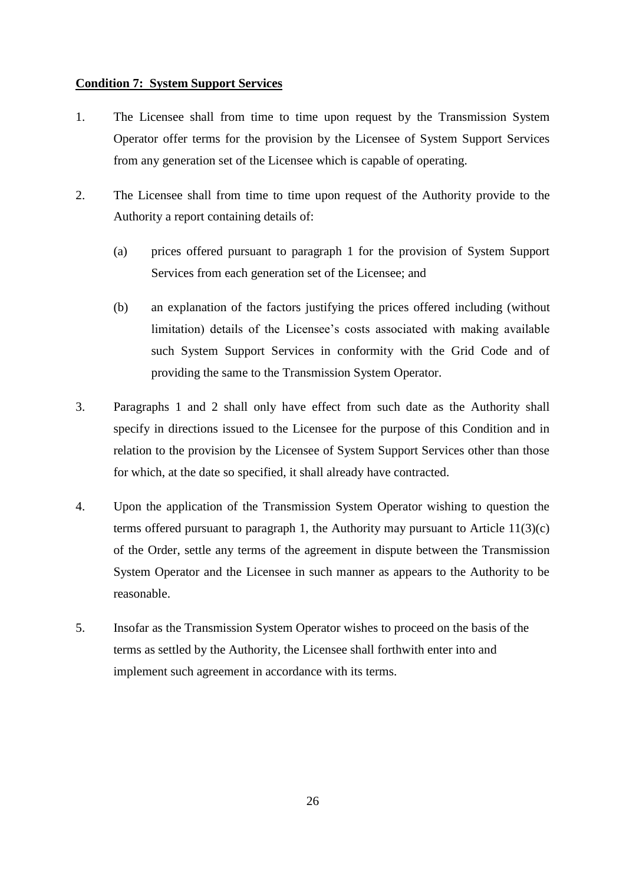**Condition 7: System Support Services**

1. The Licensee shall from time to time upon request by the Transmission System Operator offer terms for the provision by the Licensee of System Support Services from any generation set of the Licensee which is capable of operating.

2. The Licensee shall from time to time upon request of the Authority provide to the Authority a report containing details of:

   (a) prices offered pursuant to paragraph 1 for the provision of System Support Services from each generation set of the Licensee; and

   (b) an explanation of the factors justifying the prices offered including (without limitation) details of the Licensee's costs associated with making available such System Support Services in conformity with the Grid Code and of providing the same to the Transmission System Operator.

3. Paragraphs 1 and 2 shall only have effect from such date as the Authority shall specify in directions issued to the Licensee for the purpose of this Condition and in relation to the provision by the Licensee of System Support Services other than those for which, at the date so specified, it shall already have contracted.

4. Upon the application of the Transmission System Operator wishing to question the terms offered pursuant to paragraph 1, the Authority may pursuant to Article 11(3)(c) of the Order, settle any terms of the agreement in dispute between the Transmission System Operator and the Licensee in such manner as appears to the Authority to be reasonable.

5. Insofar as the Transmission System Operator wishes to proceed on the basis of the terms as settled by the Authority, the Licensee shall forthwith enter into and implement such agreement in accordance with its terms.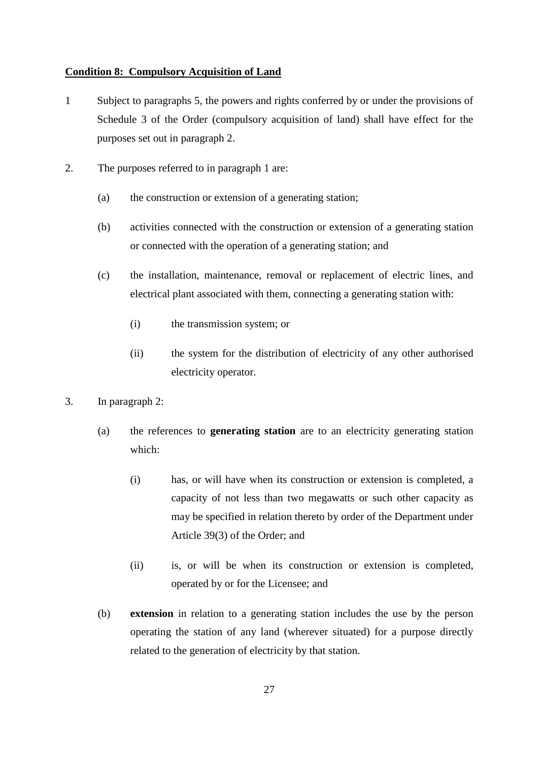**Condition 8: Compulsory Acquisition of Land**

1 Subject to paragraphs 5, the powers and rights conferred by or under the provisions of Schedule 3 of the Order (compulsory acquisition of land) shall have effect for the purposes set out in paragraph 2.

2. The purposes referred to in paragraph 1 are:

   (a) the construction or extension of a generating station;

   (b) activities connected with the construction or extension of a generating station or connected with the operation of a generating station; and

   (c) the installation, maintenance, removal or replacement of electric lines, and electrical plant associated with them, connecting a generating station with:

      (i) the transmission system; or

      (ii) the system for the distribution of electricity of any other authorised electricity operator.

3. In paragraph 2:

   (a) the references to **generating station** are to an electricity generating station which:

      (i) has, or will have when its construction or extension is completed, a capacity of not less than two megawatts or such other capacity as may be specified in relation thereto by order of the Department under Article 39(3) of the Order; and

      (ii) is, or will be when its construction or extension is completed, operated by or for the Licensee; and

   (b) **extension** in relation to a generating station includes the use by the person operating the station of any land (wherever situated) for a purpose directly related to the generation of electricity by that station.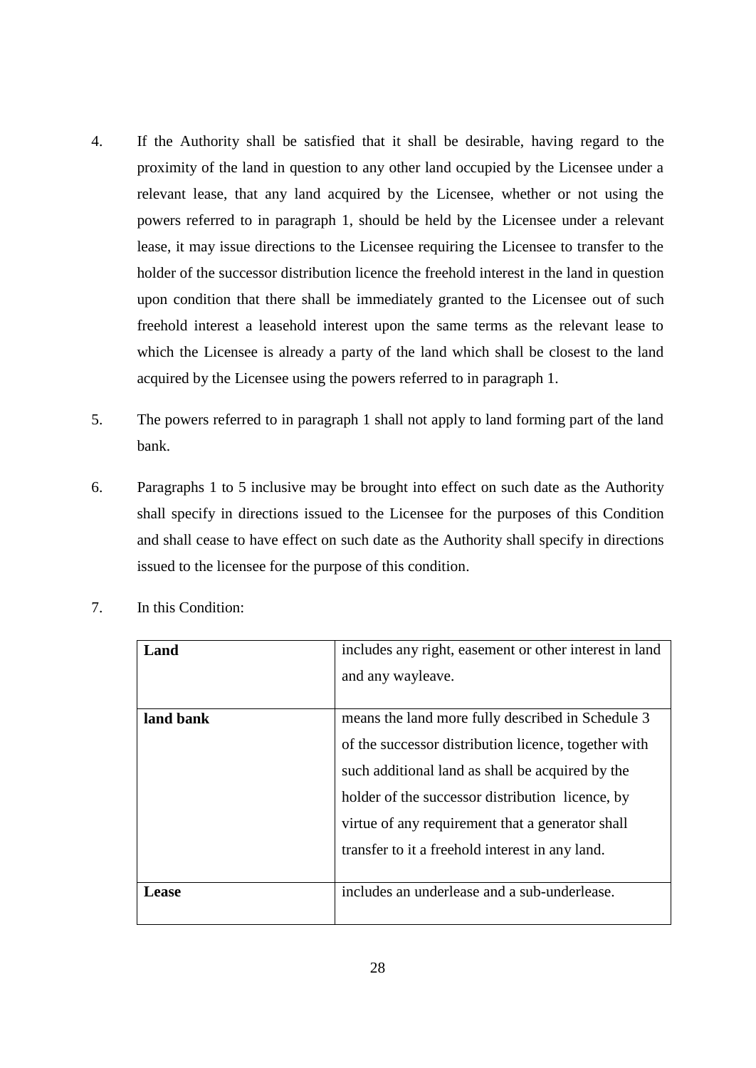4. If the Authority shall be satisfied that it shall be desirable, having regard to the proximity of the land in question to any other land occupied by the Licensee under a relevant lease, that any land acquired by the Licensee, whether or not using the powers referred to in paragraph 1, should be held by the Licensee under a relevant lease, it may issue directions to the Licensee requiring the Licensee to transfer to the holder of the successor distribution licence the freehold interest in the land in question upon condition that there shall be immediately granted to the Licensee out of such freehold interest a leasehold interest upon the same terms as the relevant lease to which the Licensee is already a party of the land which shall be closest to the land acquired by the Licensee using the powers referred to in paragraph 1.

5. The powers referred to in paragraph 1 shall not apply to land forming part of the land bank.

6. Paragraphs 1 to 5 inclusive may be brought into effect on such date as the Authority shall specify in directions issued to the Licensee for the purposes of this Condition and shall cease to have effect on such date as the Authority shall specify in directions issued to the licensee for the purpose of this condition.

7. In this Condition:

| | |
|---|---|
| **Land** | includes any right, easement or other interest in land and any wayleave. |
| **land bank** | means the land more fully described in Schedule 3 of the successor distribution licence, together with such additional land as shall be acquired by the holder of the successor distribution licence, by virtue of any requirement that a generator shall transfer to it a freehold interest in any land. |
| **Lease** | includes an underlease and a sub-underlease. |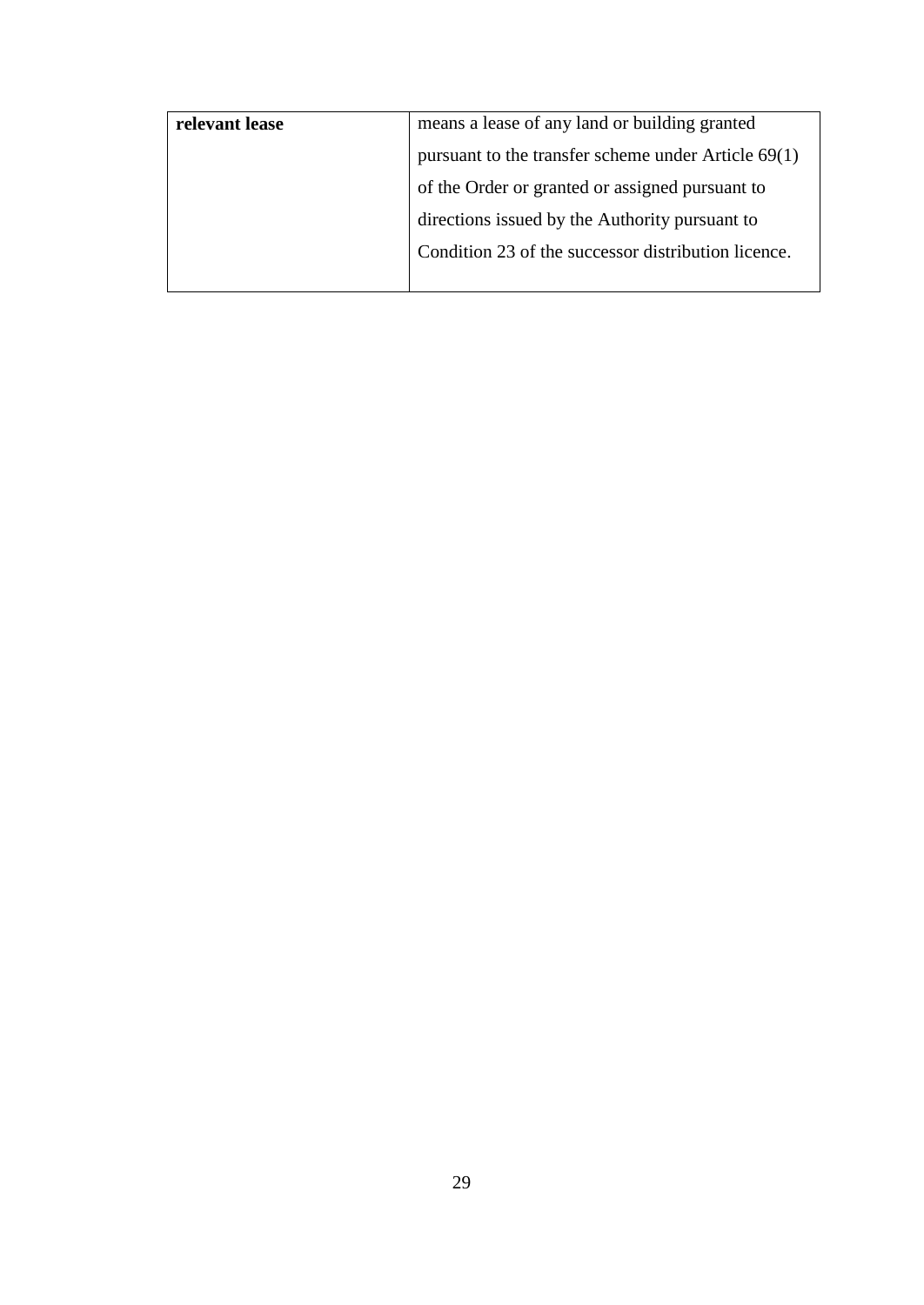| **relevant lease** | means a lease of any land or building granted pursuant to the transfer scheme under Article 69(1) of the Order or granted or assigned pursuant to directions issued by the Authority pursuant to Condition 23 of the successor distribution licence. |
|---|---|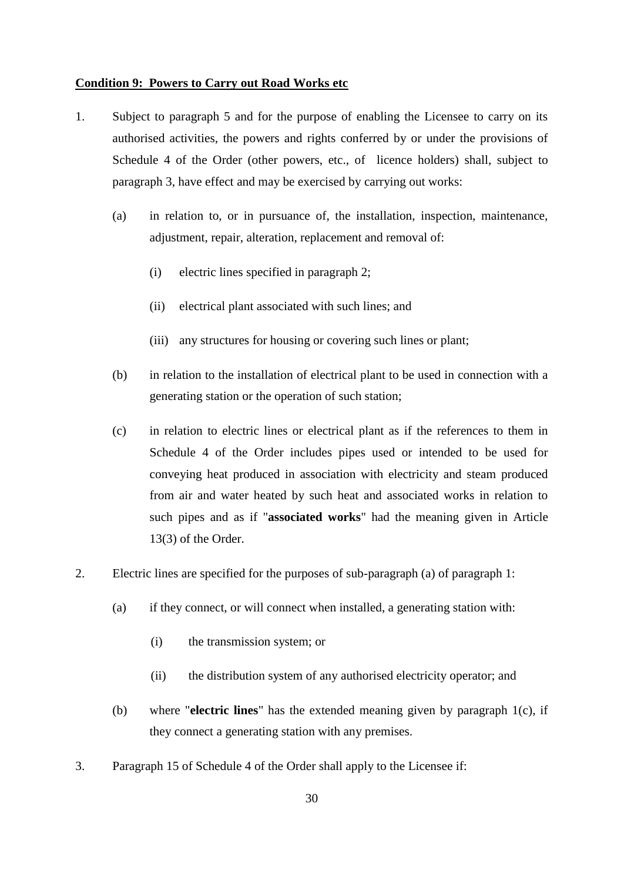**Condition 9: Powers to Carry out Road Works etc**

1. Subject to paragraph 5 and for the purpose of enabling the Licensee to carry on its authorised activities, the powers and rights conferred by or under the provisions of Schedule 4 of the Order (other powers, etc., of licence holders) shall, subject to paragraph 3, have effect and may be exercised by carrying out works:

   (a) in relation to, or in pursuance of, the installation, inspection, maintenance, adjustment, repair, alteration, replacement and removal of:

      (i) electric lines specified in paragraph 2;

      (ii) electrical plant associated with such lines; and

      (iii) any structures for housing or covering such lines or plant;

   (b) in relation to the installation of electrical plant to be used in connection with a generating station or the operation of such station;

   (c) in relation to electric lines or electrical plant as if the references to them in Schedule 4 of the Order includes pipes used or intended to be used for conveying heat produced in association with electricity and steam produced from air and water heated by such heat and associated works in relation to such pipes and as if "**associated works**" had the meaning given in Article 13(3) of the Order.

2. Electric lines are specified for the purposes of sub-paragraph (a) of paragraph 1:

   (a) if they connect, or will connect when installed, a generating station with:

      (i) the transmission system; or

      (ii) the distribution system of any authorised electricity operator; and

   (b) where "**electric lines**" has the extended meaning given by paragraph 1(c), if they connect a generating station with any premises.

3. Paragraph 15 of Schedule 4 of the Order shall apply to the Licensee if: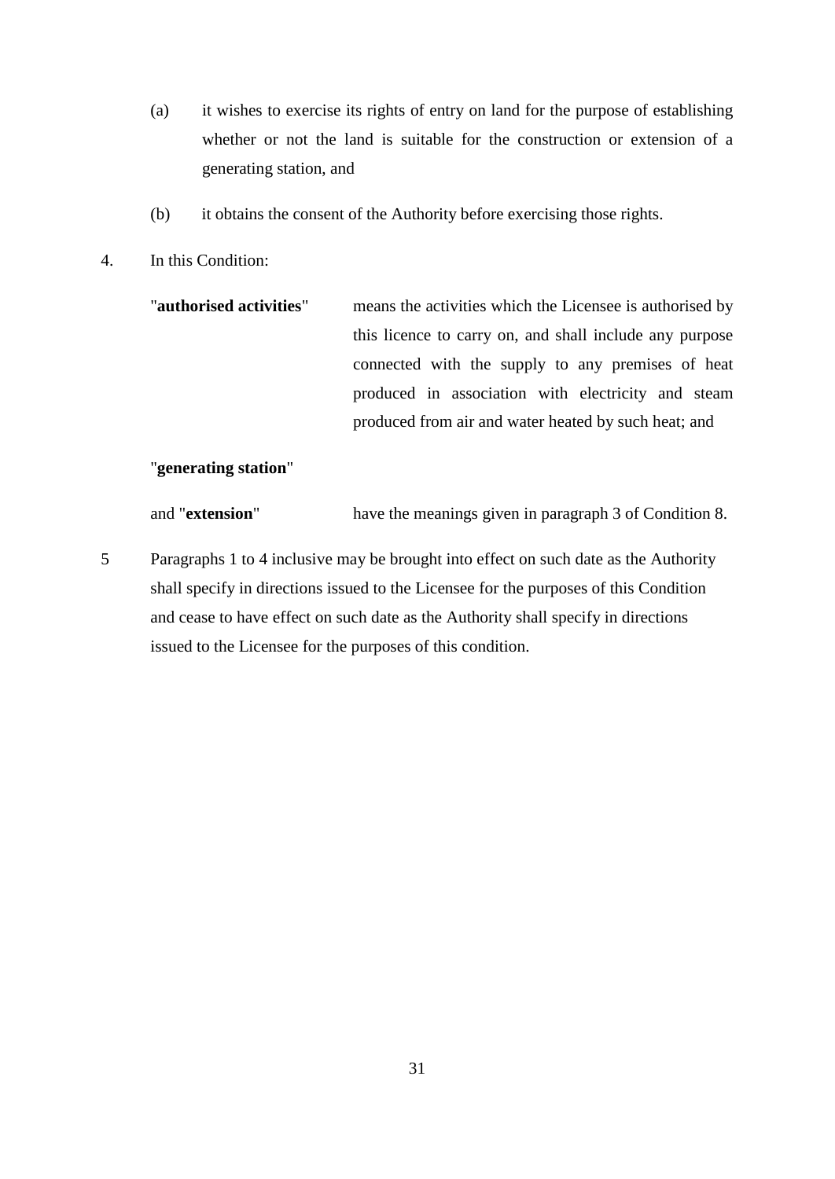(a) it wishes to exercise its rights of entry on land for the purpose of establishing whether or not the land is suitable for the construction or extension of a generating station, and

(b) it obtains the consent of the Authority before exercising those rights.

4. In this Condition:

"**authorised activities**" means the activities which the Licensee is authorised by this licence to carry on, and shall include any purpose connected with the supply to any premises of heat produced in association with electricity and steam produced from air and water heated by such heat; and

"**generating station**" and "**extension**" have the meanings given in paragraph 3 of Condition 8.

5 Paragraphs 1 to 4 inclusive may be brought into effect on such date as the Authority shall specify in directions issued to the Licensee for the purposes of this Condition and cease to have effect on such date as the Authority shall specify in directions issued to the Licensee for the purposes of this condition.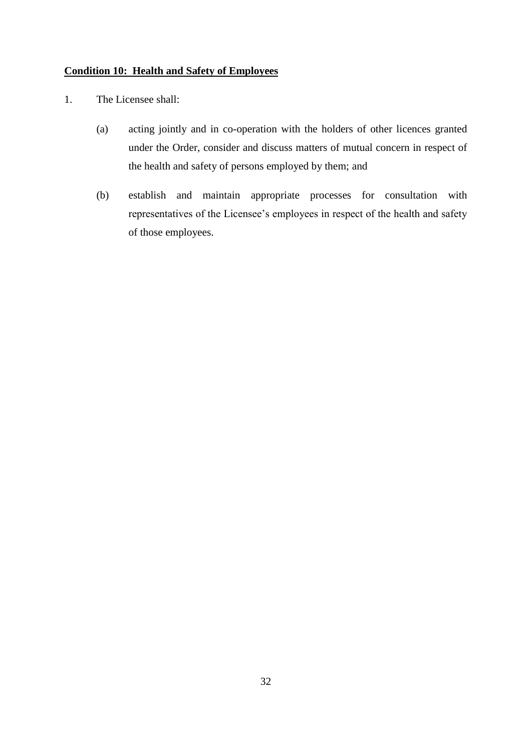**Condition 10: Health and Safety of Employees**

1. The Licensee shall:

   (a) acting jointly and in co-operation with the holders of other licences granted under the Order, consider and discuss matters of mutual concern in respect of the health and safety of persons employed by them; and

   (b) establish and maintain appropriate processes for consultation with representatives of the Licensee's employees in respect of the health and safety of those employees.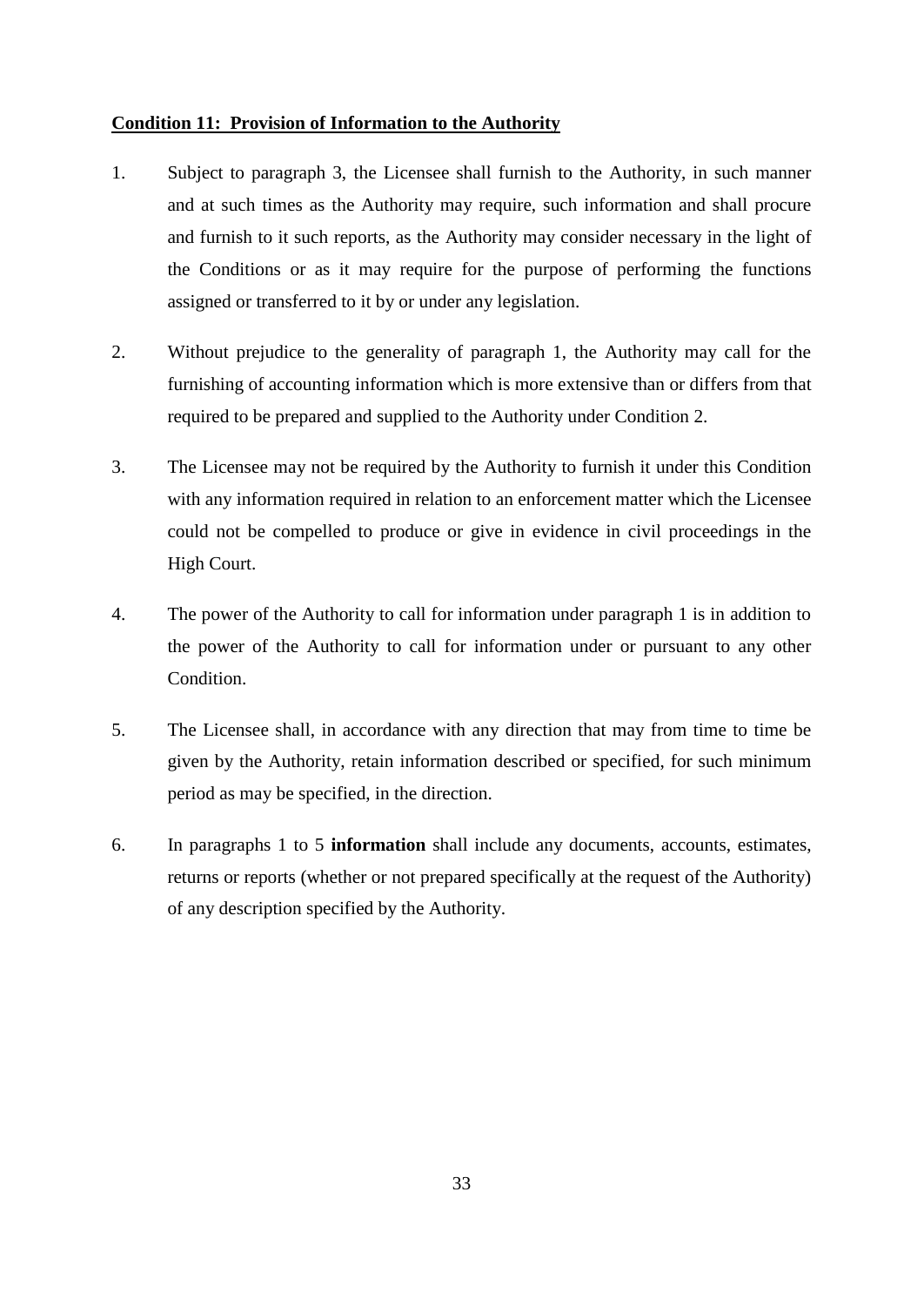**Condition 11: Provision of Information to the Authority**

1. Subject to paragraph 3, the Licensee shall furnish to the Authority, in such manner and at such times as the Authority may require, such information and shall procure and furnish to it such reports, as the Authority may consider necessary in the light of the Conditions or as it may require for the purpose of performing the functions assigned or transferred to it by or under any legislation.

2. Without prejudice to the generality of paragraph 1, the Authority may call for the furnishing of accounting information which is more extensive than or differs from that required to be prepared and supplied to the Authority under Condition 2.

3. The Licensee may not be required by the Authority to furnish it under this Condition with any information required in relation to an enforcement matter which the Licensee could not be compelled to produce or give in evidence in civil proceedings in the High Court.

4. The power of the Authority to call for information under paragraph 1 is in addition to the power of the Authority to call for information under or pursuant to any other Condition.

5. The Licensee shall, in accordance with any direction that may from time to time be given by the Authority, retain information described or specified, for such minimum period as may be specified, in the direction.

6. In paragraphs 1 to 5 **information** shall include any documents, accounts, estimates, returns or reports (whether or not prepared specifically at the request of the Authority) of any description specified by the Authority.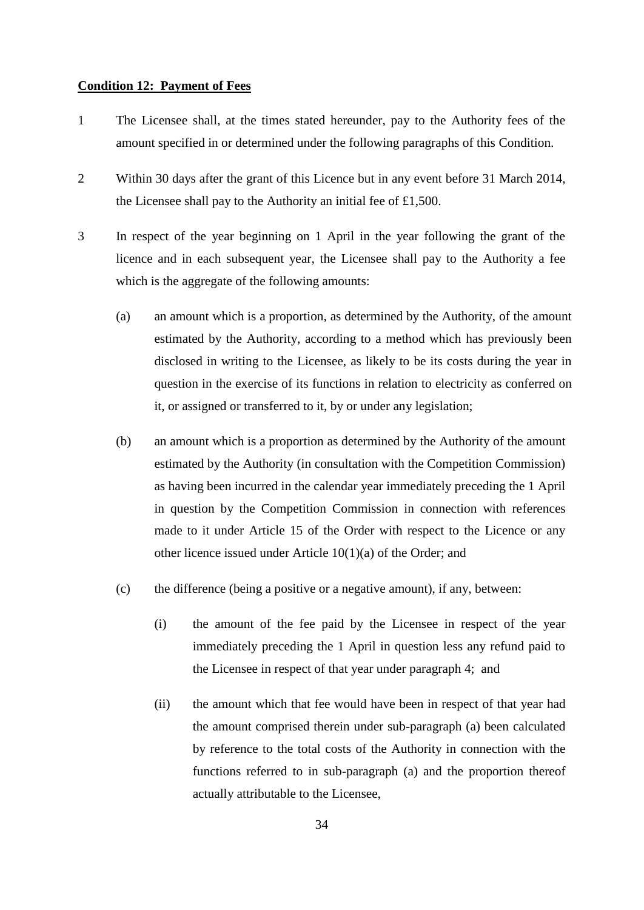**Condition 12: Payment of Fees**

1 The Licensee shall, at the times stated hereunder, pay to the Authority fees of the amount specified in or determined under the following paragraphs of this Condition.

2 Within 30 days after the grant of this Licence but in any event before 31 March 2014, the Licensee shall pay to the Authority an initial fee of £1,500.

3 In respect of the year beginning on 1 April in the year following the grant of the licence and in each subsequent year, the Licensee shall pay to the Authority a fee which is the aggregate of the following amounts:

  (a) an amount which is a proportion, as determined by the Authority, of the amount estimated by the Authority, according to a method which has previously been disclosed in writing to the Licensee, as likely to be its costs during the year in question in the exercise of its functions in relation to electricity as conferred on it, or assigned or transferred to it, by or under any legislation;

  (b) an amount which is a proportion as determined by the Authority of the amount estimated by the Authority (in consultation with the Competition Commission) as having been incurred in the calendar year immediately preceding the 1 April in question by the Competition Commission in connection with references made to it under Article 15 of the Order with respect to the Licence or any other licence issued under Article 10(1)(a) of the Order; and

  (c) the difference (being a positive or a negative amount), if any, between:

    (i) the amount of the fee paid by the Licensee in respect of the year immediately preceding the 1 April in question less any refund paid to the Licensee in respect of that year under paragraph 4; and

    (ii) the amount which that fee would have been in respect of that year had the amount comprised therein under sub-paragraph (a) been calculated by reference to the total costs of the Authority in connection with the functions referred to in sub-paragraph (a) and the proportion thereof actually attributable to the Licensee,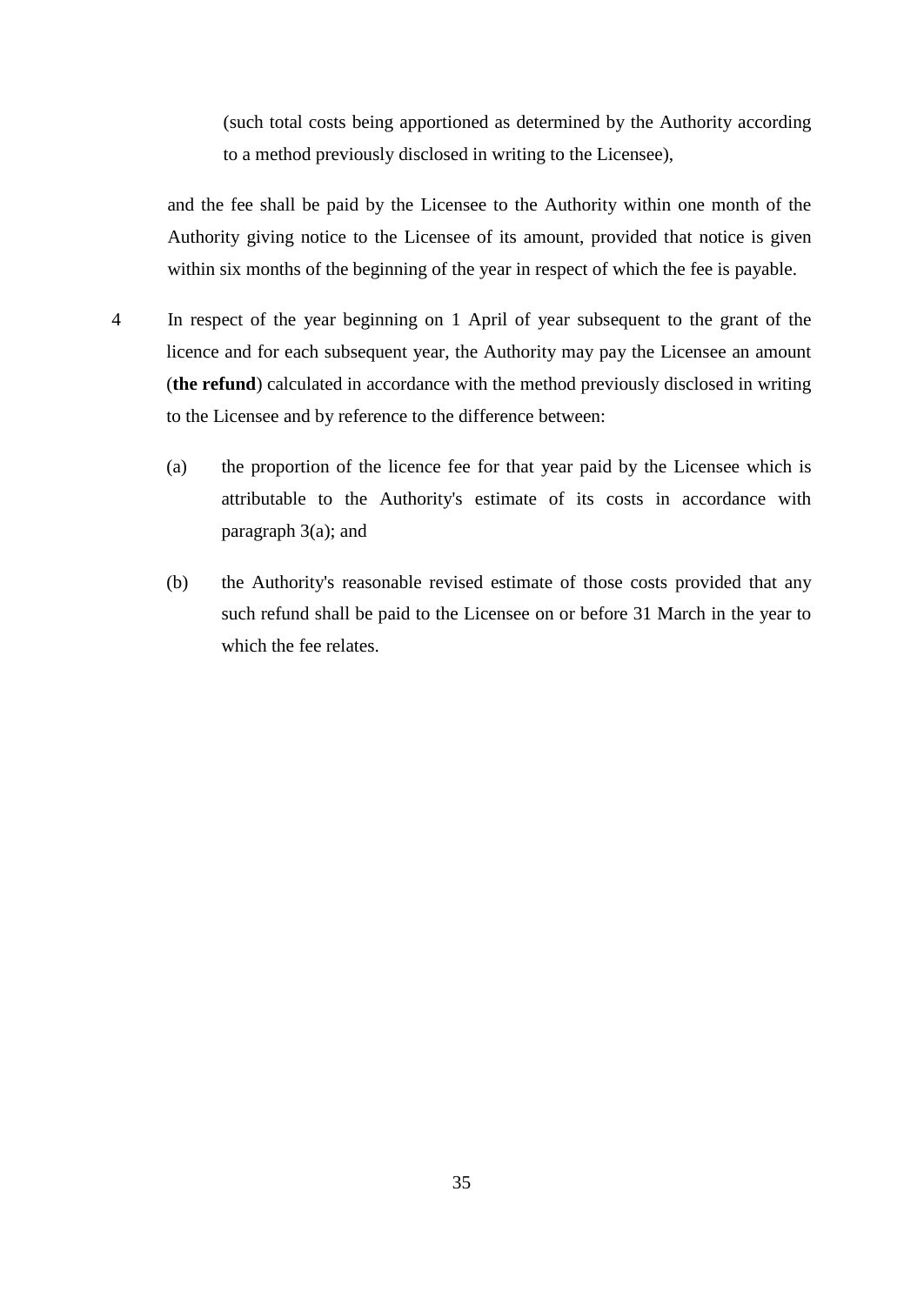(such total costs being apportioned as determined by the Authority according to a method previously disclosed in writing to the Licensee),

and the fee shall be paid by the Licensee to the Authority within one month of the Authority giving notice to the Licensee of its amount, provided that notice is given within six months of the beginning of the year in respect of which the fee is payable.

4 In respect of the year beginning on 1 April of year subsequent to the grant of the licence and for each subsequent year, the Authority may pay the Licensee an amount (**the refund**) calculated in accordance with the method previously disclosed in writing to the Licensee and by reference to the difference between:

(a) the proportion of the licence fee for that year paid by the Licensee which is attributable to the Authority's estimate of its costs in accordance with paragraph 3(a); and

(b) the Authority's reasonable revised estimate of those costs provided that any such refund shall be paid to the Licensee on or before 31 March in the year to which the fee relates.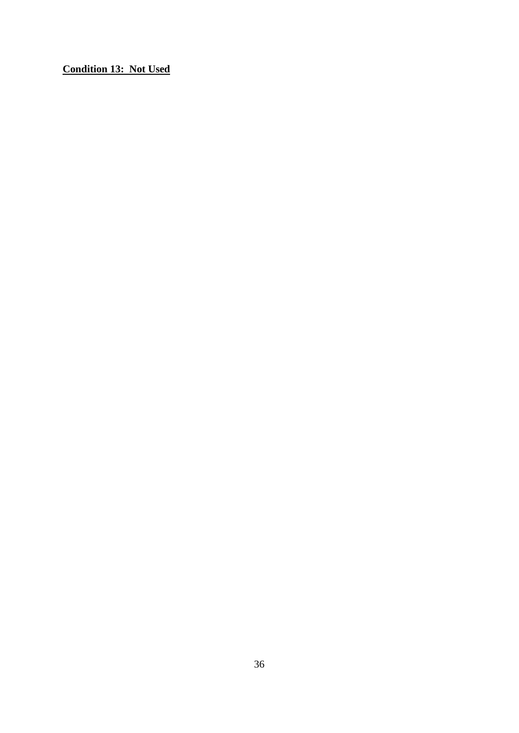**Condition 13: Not Used**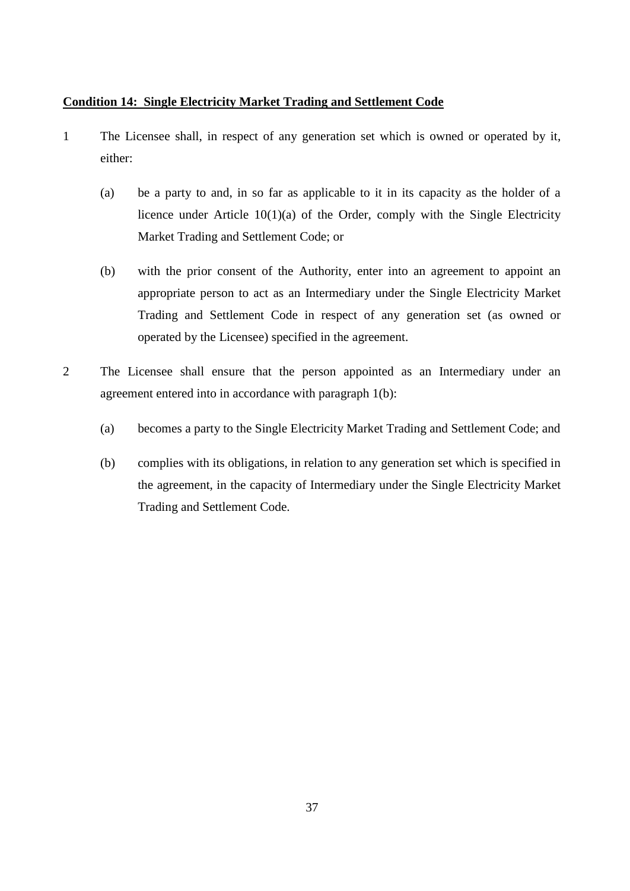**Condition 14: Single Electricity Market Trading and Settlement Code**

1 The Licensee shall, in respect of any generation set which is owned or operated by it, either:

   (a) be a party to and, in so far as applicable to it in its capacity as the holder of a licence under Article 10(1)(a) of the Order, comply with the Single Electricity Market Trading and Settlement Code; or

   (b) with the prior consent of the Authority, enter into an agreement to appoint an appropriate person to act as an Intermediary under the Single Electricity Market Trading and Settlement Code in respect of any generation set (as owned or operated by the Licensee) specified in the agreement.

2 The Licensee shall ensure that the person appointed as an Intermediary under an agreement entered into in accordance with paragraph 1(b):

   (a) becomes a party to the Single Electricity Market Trading and Settlement Code; and

   (b) complies with its obligations, in relation to any generation set which is specified in the agreement, in the capacity of Intermediary under the Single Electricity Market Trading and Settlement Code.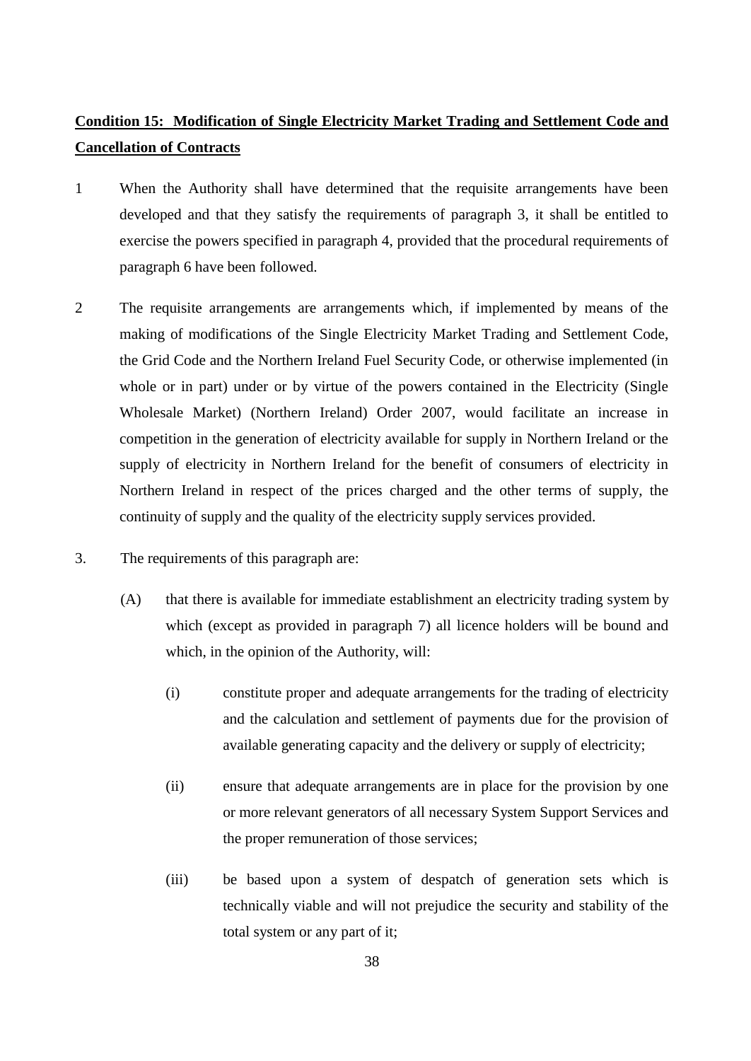**Condition 15: Modification of Single Electricity Market Trading and Settlement Code and Cancellation of Contracts**

1 When the Authority shall have determined that the requisite arrangements have been developed and that they satisfy the requirements of paragraph 3, it shall be entitled to exercise the powers specified in paragraph 4, provided that the procedural requirements of paragraph 6 have been followed.

2 The requisite arrangements are arrangements which, if implemented by means of the making of modifications of the Single Electricity Market Trading and Settlement Code, the Grid Code and the Northern Ireland Fuel Security Code, or otherwise implemented (in whole or in part) under or by virtue of the powers contained in the Electricity (Single Wholesale Market) (Northern Ireland) Order 2007, would facilitate an increase in competition in the generation of electricity available for supply in Northern Ireland or the supply of electricity in Northern Ireland for the benefit of consumers of electricity in Northern Ireland in respect of the prices charged and the other terms of supply, the continuity of supply and the quality of the electricity supply services provided.

3. The requirements of this paragraph are:

(A) that there is available for immediate establishment an electricity trading system by which (except as provided in paragraph 7) all licence holders will be bound and which, in the opinion of the Authority, will:

(i) constitute proper and adequate arrangements for the trading of electricity and the calculation and settlement of payments due for the provision of available generating capacity and the delivery or supply of electricity;

(ii) ensure that adequate arrangements are in place for the provision by one or more relevant generators of all necessary System Support Services and the proper remuneration of those services;

(iii) be based upon a system of despatch of generation sets which is technically viable and will not prejudice the security and stability of the total system or any part of it;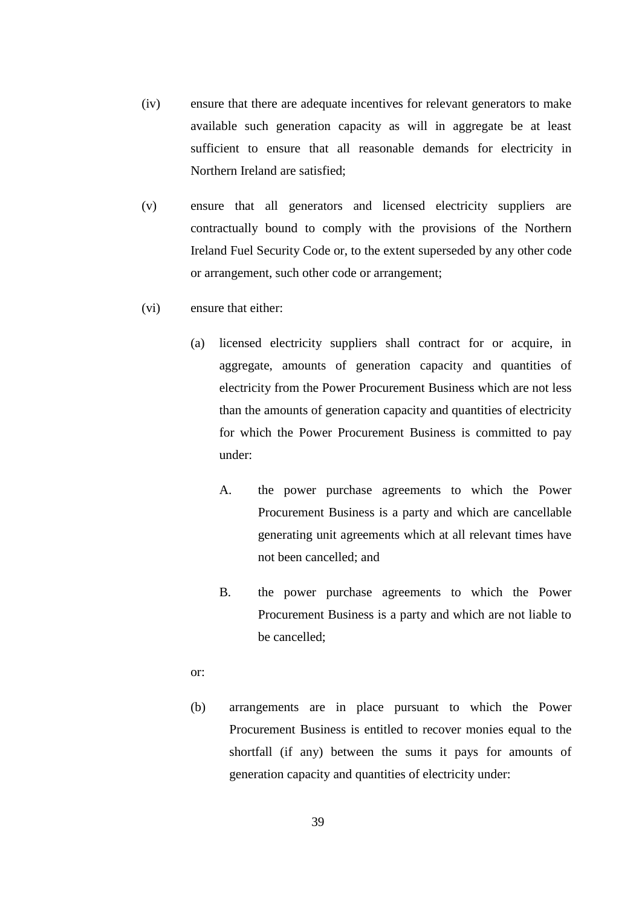(iv) ensure that there are adequate incentives for relevant generators to make available such generation capacity as will in aggregate be at least sufficient to ensure that all reasonable demands for electricity in Northern Ireland are satisfied;

(v) ensure that all generators and licensed electricity suppliers are contractually bound to comply with the provisions of the Northern Ireland Fuel Security Code or, to the extent superseded by any other code or arrangement, such other code or arrangement;

(vi) ensure that either:

   (a) licensed electricity suppliers shall contract for or acquire, in aggregate, amounts of generation capacity and quantities of electricity from the Power Procurement Business which are not less than the amounts of generation capacity and quantities of electricity for which the Power Procurement Business is committed to pay under:

      A. the power purchase agreements to which the Power Procurement Business is a party and which are cancellable generating unit agreements which at all relevant times have not been cancelled; and

      B. the power purchase agreements to which the Power Procurement Business is a party and which are not liable to be cancelled;

   or:

   (b) arrangements are in place pursuant to which the Power Procurement Business is entitled to recover monies equal to the shortfall (if any) between the sums it pays for amounts of generation capacity and quantities of electricity under: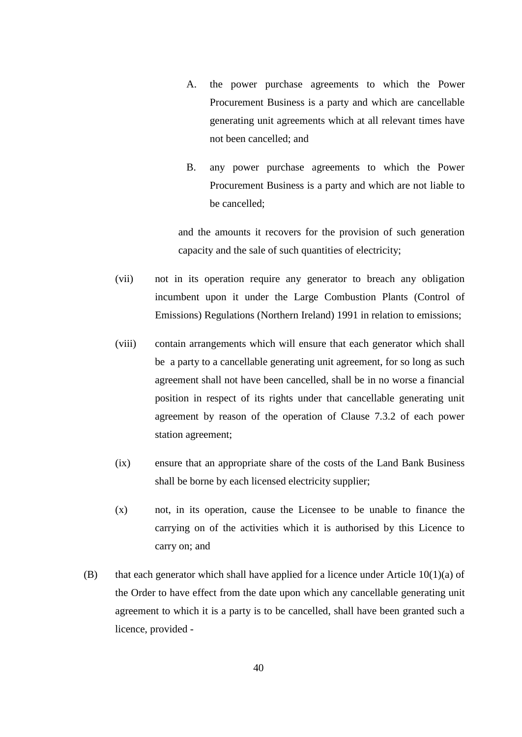A. the power purchase agreements to which the Power Procurement Business is a party and which are cancellable generating unit agreements which at all relevant times have not been cancelled; and

B. any power purchase agreements to which the Power Procurement Business is a party and which are not liable to be cancelled;

and the amounts it recovers for the provision of such generation capacity and the sale of such quantities of electricity;

(vii) not in its operation require any generator to breach any obligation incumbent upon it under the Large Combustion Plants (Control of Emissions) Regulations (Northern Ireland) 1991 in relation to emissions;

(viii) contain arrangements which will ensure that each generator which shall be a party to a cancellable generating unit agreement, for so long as such agreement shall not have been cancelled, shall be in no worse a financial position in respect of its rights under that cancellable generating unit agreement by reason of the operation of Clause 7.3.2 of each power station agreement;

(ix) ensure that an appropriate share of the costs of the Land Bank Business shall be borne by each licensed electricity supplier;

(x) not, in its operation, cause the Licensee to be unable to finance the carrying on of the activities which it is authorised by this Licence to carry on; and

(B) that each generator which shall have applied for a licence under Article 10(1)(a) of the Order to have effect from the date upon which any cancellable generating unit agreement to which it is a party is to be cancelled, shall have been granted such a licence, provided -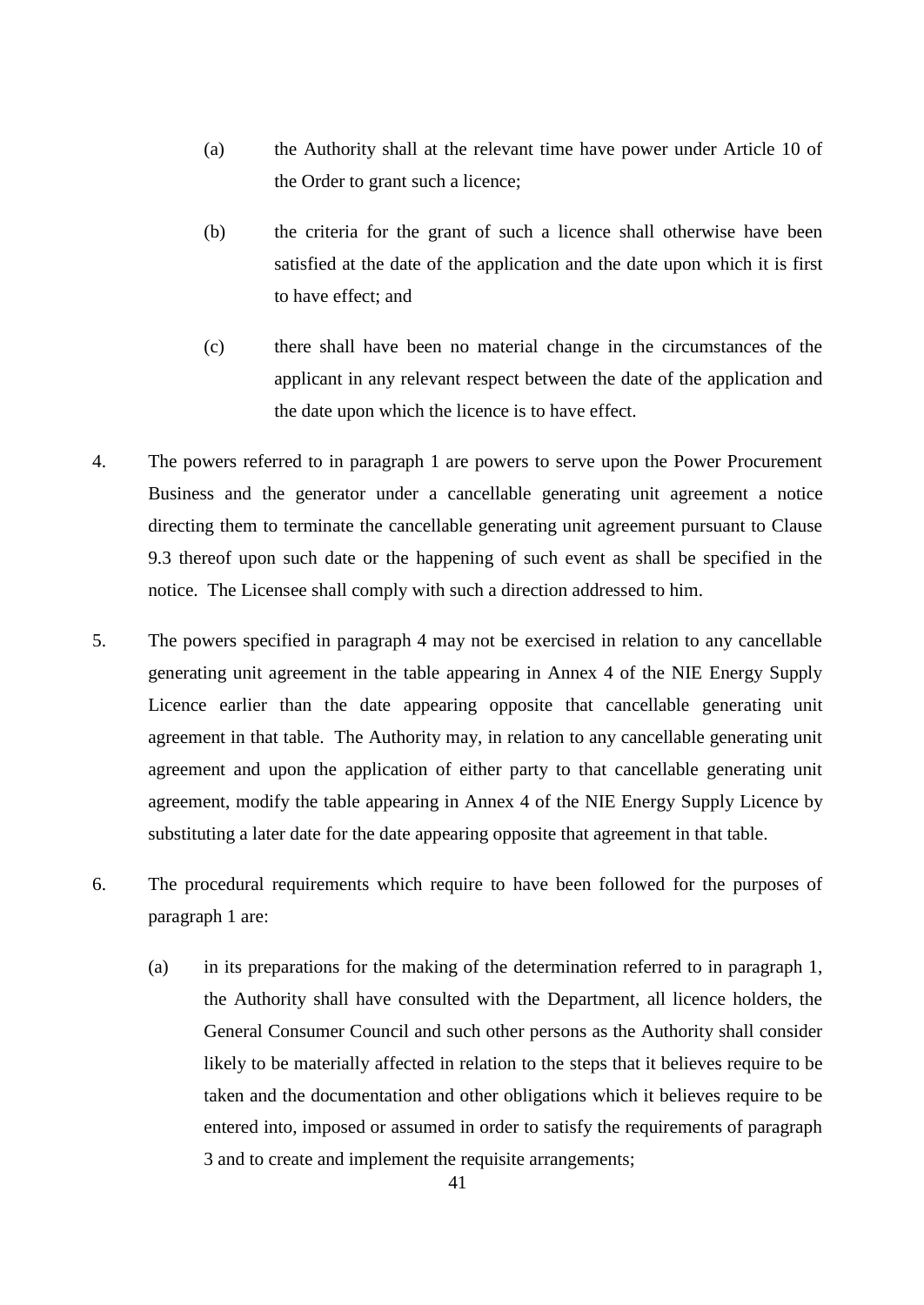(a) the Authority shall at the relevant time have power under Article 10 of the Order to grant such a licence;

(b) the criteria for the grant of such a licence shall otherwise have been satisfied at the date of the application and the date upon which it is first to have effect; and

(c) there shall have been no material change in the circumstances of the applicant in any relevant respect between the date of the application and the date upon which the licence is to have effect.

4. The powers referred to in paragraph 1 are powers to serve upon the Power Procurement Business and the generator under a cancellable generating unit agreement a notice directing them to terminate the cancellable generating unit agreement pursuant to Clause 9.3 thereof upon such date or the happening of such event as shall be specified in the notice. The Licensee shall comply with such a direction addressed to him.

5. The powers specified in paragraph 4 may not be exercised in relation to any cancellable generating unit agreement in the table appearing in Annex 4 of the NIE Energy Supply Licence earlier than the date appearing opposite that cancellable generating unit agreement in that table. The Authority may, in relation to any cancellable generating unit agreement and upon the application of either party to that cancellable generating unit agreement, modify the table appearing in Annex 4 of the NIE Energy Supply Licence by substituting a later date for the date appearing opposite that agreement in that table.

6. The procedural requirements which require to have been followed for the purposes of paragraph 1 are:

(a) in its preparations for the making of the determination referred to in paragraph 1, the Authority shall have consulted with the Department, all licence holders, the General Consumer Council and such other persons as the Authority shall consider likely to be materially affected in relation to the steps that it believes require to be taken and the documentation and other obligations which it believes require to be entered into, imposed or assumed in order to satisfy the requirements of paragraph 3 and to create and implement the requisite arrangements;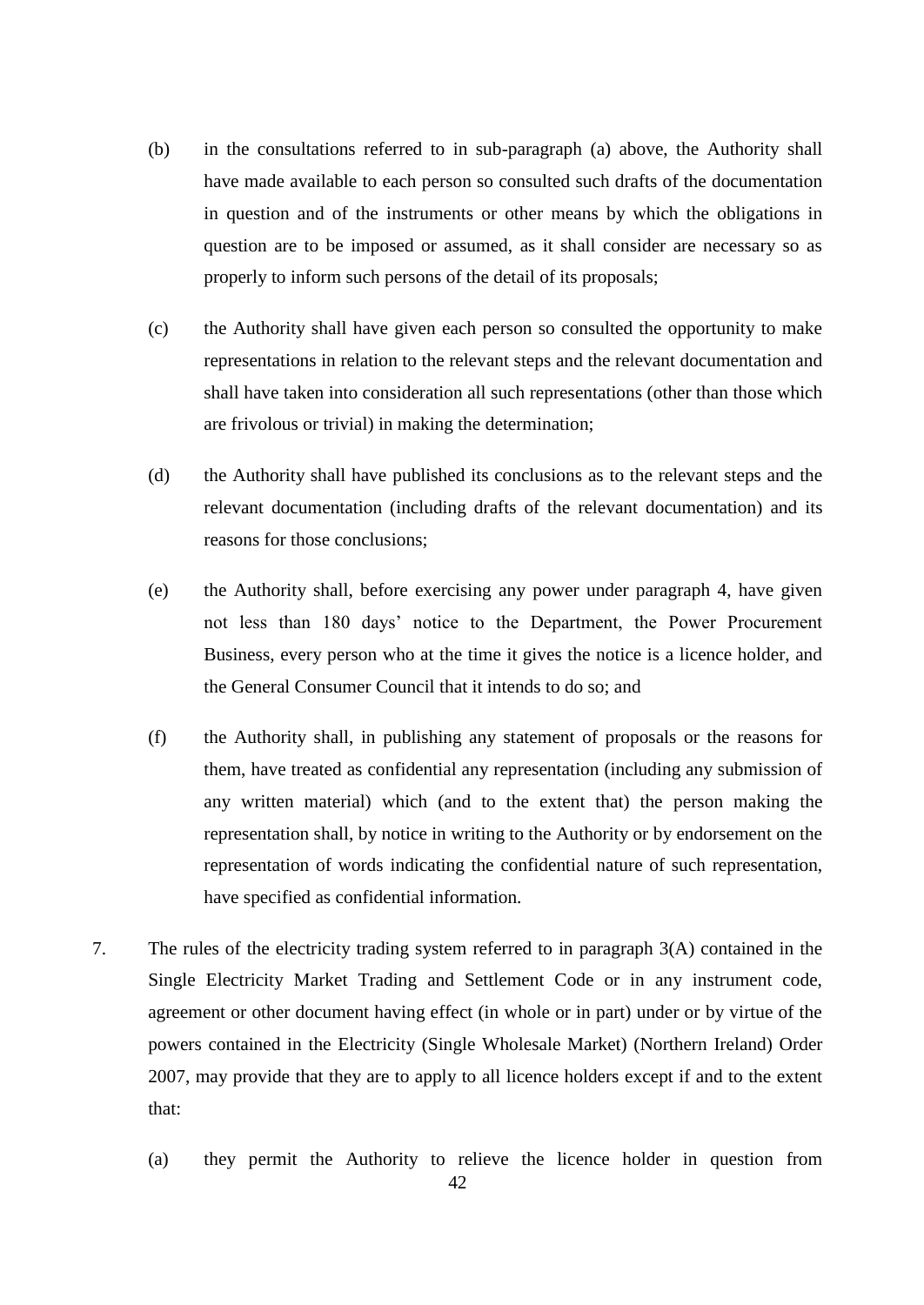(b) in the consultations referred to in sub-paragraph (a) above, the Authority shall have made available to each person so consulted such drafts of the documentation in question and of the instruments or other means by which the obligations in question are to be imposed or assumed, as it shall consider are necessary so as properly to inform such persons of the detail of its proposals;

(c) the Authority shall have given each person so consulted the opportunity to make representations in relation to the relevant steps and the relevant documentation and shall have taken into consideration all such representations (other than those which are frivolous or trivial) in making the determination;

(d) the Authority shall have published its conclusions as to the relevant steps and the relevant documentation (including drafts of the relevant documentation) and its reasons for those conclusions;

(e) the Authority shall, before exercising any power under paragraph 4, have given not less than 180 days' notice to the Department, the Power Procurement Business, every person who at the time it gives the notice is a licence holder, and the General Consumer Council that it intends to do so; and

(f) the Authority shall, in publishing any statement of proposals or the reasons for them, have treated as confidential any representation (including any submission of any written material) which (and to the extent that) the person making the representation shall, by notice in writing to the Authority or by endorsement on the representation of words indicating the confidential nature of such representation, have specified as confidential information.

7. The rules of the electricity trading system referred to in paragraph 3(A) contained in the Single Electricity Market Trading and Settlement Code or in any instrument code, agreement or other document having effect (in whole or in part) under or by virtue of the powers contained in the Electricity (Single Wholesale Market) (Northern Ireland) Order 2007, may provide that they are to apply to all licence holders except if and to the extent that:

(a) they permit the Authority to relieve the licence holder in question from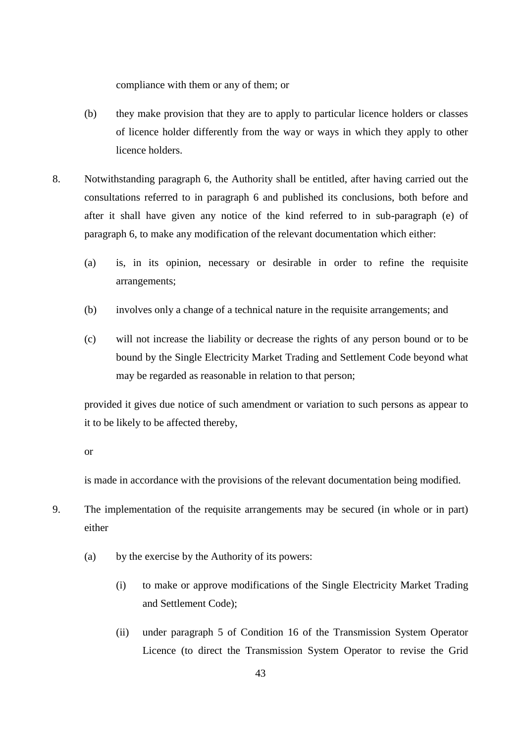compliance with them or any of them; or

(b) they make provision that they are to apply to particular licence holders or classes of licence holder differently from the way or ways in which they apply to other licence holders.

8. Notwithstanding paragraph 6, the Authority shall be entitled, after having carried out the consultations referred to in paragraph 6 and published its conclusions, both before and after it shall have given any notice of the kind referred to in sub-paragraph (e) of paragraph 6, to make any modification of the relevant documentation which either:

   (a) is, in its opinion, necessary or desirable in order to refine the requisite arrangements;

   (b) involves only a change of a technical nature in the requisite arrangements; and

   (c) will not increase the liability or decrease the rights of any person bound or to be bound by the Single Electricity Market Trading and Settlement Code beyond what may be regarded as reasonable in relation to that person;

   provided it gives due notice of such amendment or variation to such persons as appear to it to be likely to be affected thereby,

   or

   is made in accordance with the provisions of the relevant documentation being modified.

9. The implementation of the requisite arrangements may be secured (in whole or in part) either

   (a) by the exercise by the Authority of its powers:

      (i) to make or approve modifications of the Single Electricity Market Trading and Settlement Code);

      (ii) under paragraph 5 of Condition 16 of the Transmission System Operator Licence (to direct the Transmission System Operator to revise the Grid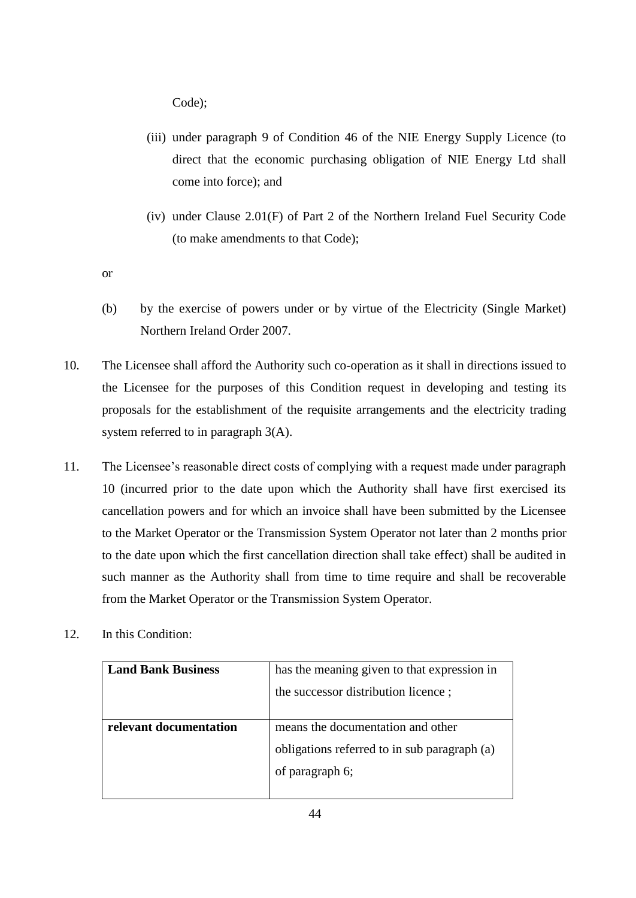Code);

(iii) under paragraph 9 of Condition 46 of the NIE Energy Supply Licence (to direct that the economic purchasing obligation of NIE Energy Ltd shall come into force); and

(iv) under Clause 2.01(F) of Part 2 of the Northern Ireland Fuel Security Code (to make amendments to that Code);

or

(b) by the exercise of powers under or by virtue of the Electricity (Single Market) Northern Ireland Order 2007.

10. The Licensee shall afford the Authority such co-operation as it shall in directions issued to the Licensee for the purposes of this Condition request in developing and testing its proposals for the establishment of the requisite arrangements and the electricity trading system referred to in paragraph 3(A).

11. The Licensee's reasonable direct costs of complying with a request made under paragraph 10 (incurred prior to the date upon which the Authority shall have first exercised its cancellation powers and for which an invoice shall have been submitted by the Licensee to the Market Operator or the Transmission System Operator not later than 2 months prior to the date upon which the first cancellation direction shall take effect) shall be audited in such manner as the Authority shall from time to time require and shall be recoverable from the Market Operator or the Transmission System Operator.

12. In this Condition:

| | |
|---|---|
| **Land Bank Business** | has the meaning given to that expression in the successor distribution licence ; |
| **relevant documentation** | means the documentation and other obligations referred to in sub paragraph (a) of paragraph 6; |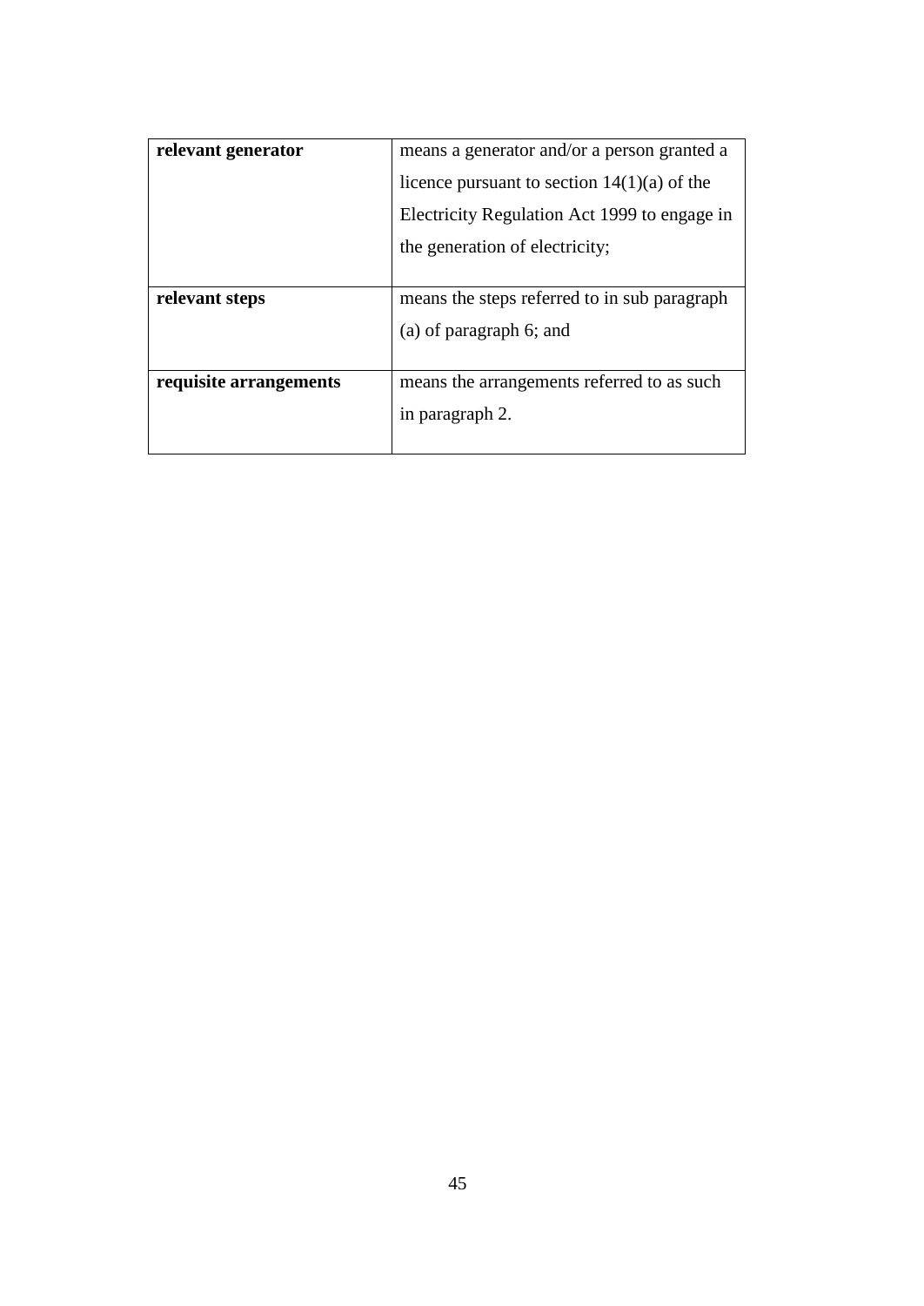| | |
|---|---|
| **relevant generator** | means a generator and/or a person granted a licence pursuant to section 14(1)(a) of the Electricity Regulation Act 1999 to engage in the generation of electricity; |
| **relevant steps** | means the steps referred to in sub paragraph (a) of paragraph 6; and |
| **requisite arrangements** | means the arrangements referred to as such in paragraph 2. |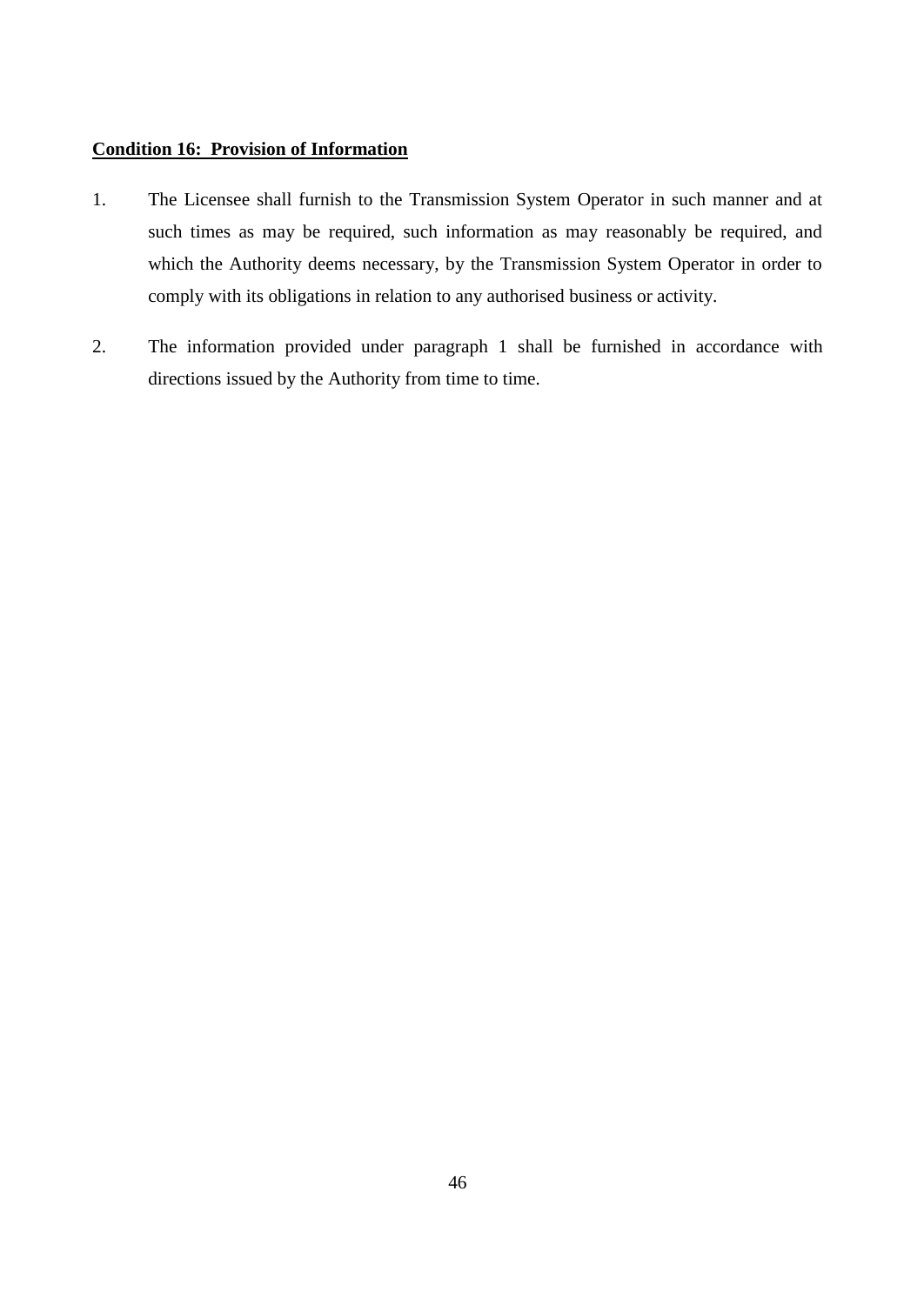**Condition 16: Provision of Information**

1. The Licensee shall furnish to the Transmission System Operator in such manner and at such times as may be required, such information as may reasonably be required, and which the Authority deems necessary, by the Transmission System Operator in order to comply with its obligations in relation to any authorised business or activity.

2. The information provided under paragraph 1 shall be furnished in accordance with directions issued by the Authority from time to time.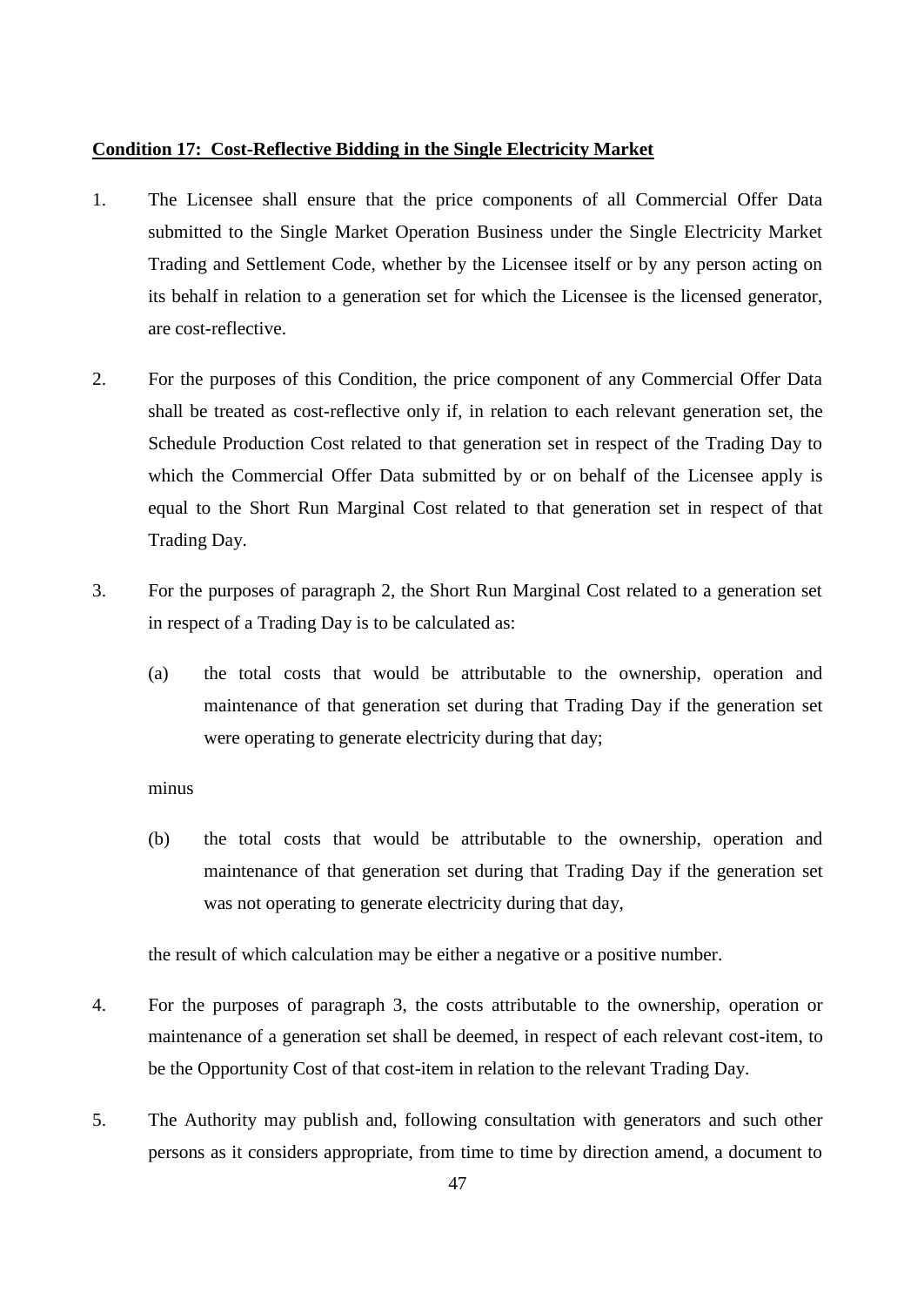**Condition 17: Cost-Reflective Bidding in the Single Electricity Market**

1. The Licensee shall ensure that the price components of all Commercial Offer Data submitted to the Single Market Operation Business under the Single Electricity Market Trading and Settlement Code, whether by the Licensee itself or by any person acting on its behalf in relation to a generation set for which the Licensee is the licensed generator, are cost-reflective.

2. For the purposes of this Condition, the price component of any Commercial Offer Data shall be treated as cost-reflective only if, in relation to each relevant generation set, the Schedule Production Cost related to that generation set in respect of the Trading Day to which the Commercial Offer Data submitted by or on behalf of the Licensee apply is equal to the Short Run Marginal Cost related to that generation set in respect of that Trading Day.

3. For the purposes of paragraph 2, the Short Run Marginal Cost related to a generation set in respect of a Trading Day is to be calculated as:

   (a) the total costs that would be attributable to the ownership, operation and maintenance of that generation set during that Trading Day if the generation set were operating to generate electricity during that day;

   minus

   (b) the total costs that would be attributable to the ownership, operation and maintenance of that generation set during that Trading Day if the generation set was not operating to generate electricity during that day,

   the result of which calculation may be either a negative or a positive number.

4. For the purposes of paragraph 3, the costs attributable to the ownership, operation or maintenance of a generation set shall be deemed, in respect of each relevant cost-item, to be the Opportunity Cost of that cost-item in relation to the relevant Trading Day.

5. The Authority may publish and, following consultation with generators and such other persons as it considers appropriate, from time to time by direction amend, a document to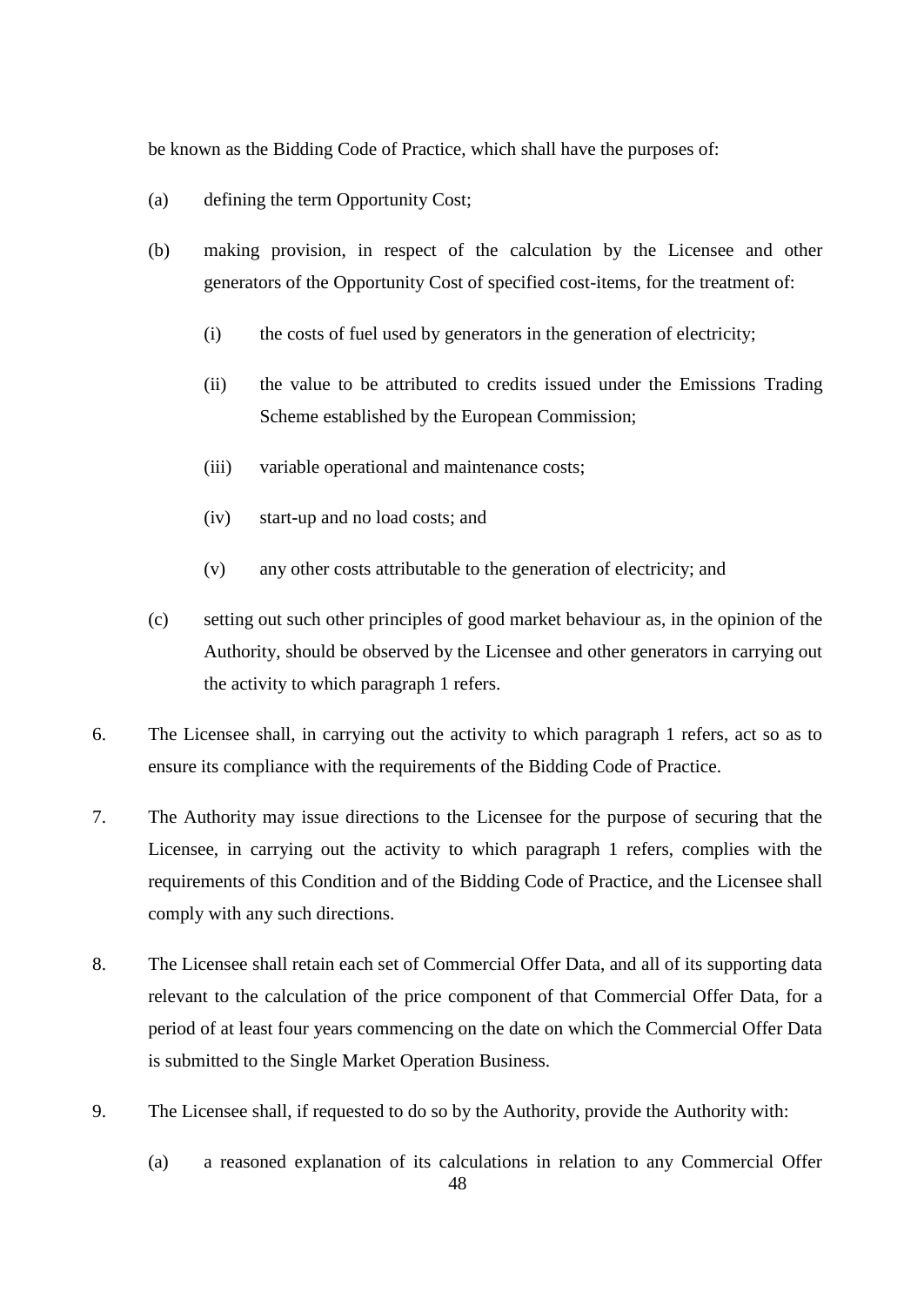be known as the Bidding Code of Practice, which shall have the purposes of:

(a) defining the term Opportunity Cost;

(b) making provision, in respect of the calculation by the Licensee and other generators of the Opportunity Cost of specified cost-items, for the treatment of:

  (i) the costs of fuel used by generators in the generation of electricity;

  (ii) the value to be attributed to credits issued under the Emissions Trading Scheme established by the European Commission;

  (iii) variable operational and maintenance costs;

  (iv) start-up and no load costs; and

  (v) any other costs attributable to the generation of electricity; and

(c) setting out such other principles of good market behaviour as, in the opinion of the Authority, should be observed by the Licensee and other generators in carrying out the activity to which paragraph 1 refers.

6. The Licensee shall, in carrying out the activity to which paragraph 1 refers, act so as to ensure its compliance with the requirements of the Bidding Code of Practice.

7. The Authority may issue directions to the Licensee for the purpose of securing that the Licensee, in carrying out the activity to which paragraph 1 refers, complies with the requirements of this Condition and of the Bidding Code of Practice, and the Licensee shall comply with any such directions.

8. The Licensee shall retain each set of Commercial Offer Data, and all of its supporting data relevant to the calculation of the price component of that Commercial Offer Data, for a period of at least four years commencing on the date on which the Commercial Offer Data is submitted to the Single Market Operation Business.

9. The Licensee shall, if requested to do so by the Authority, provide the Authority with:

(a) a reasoned explanation of its calculations in relation to any Commercial Offer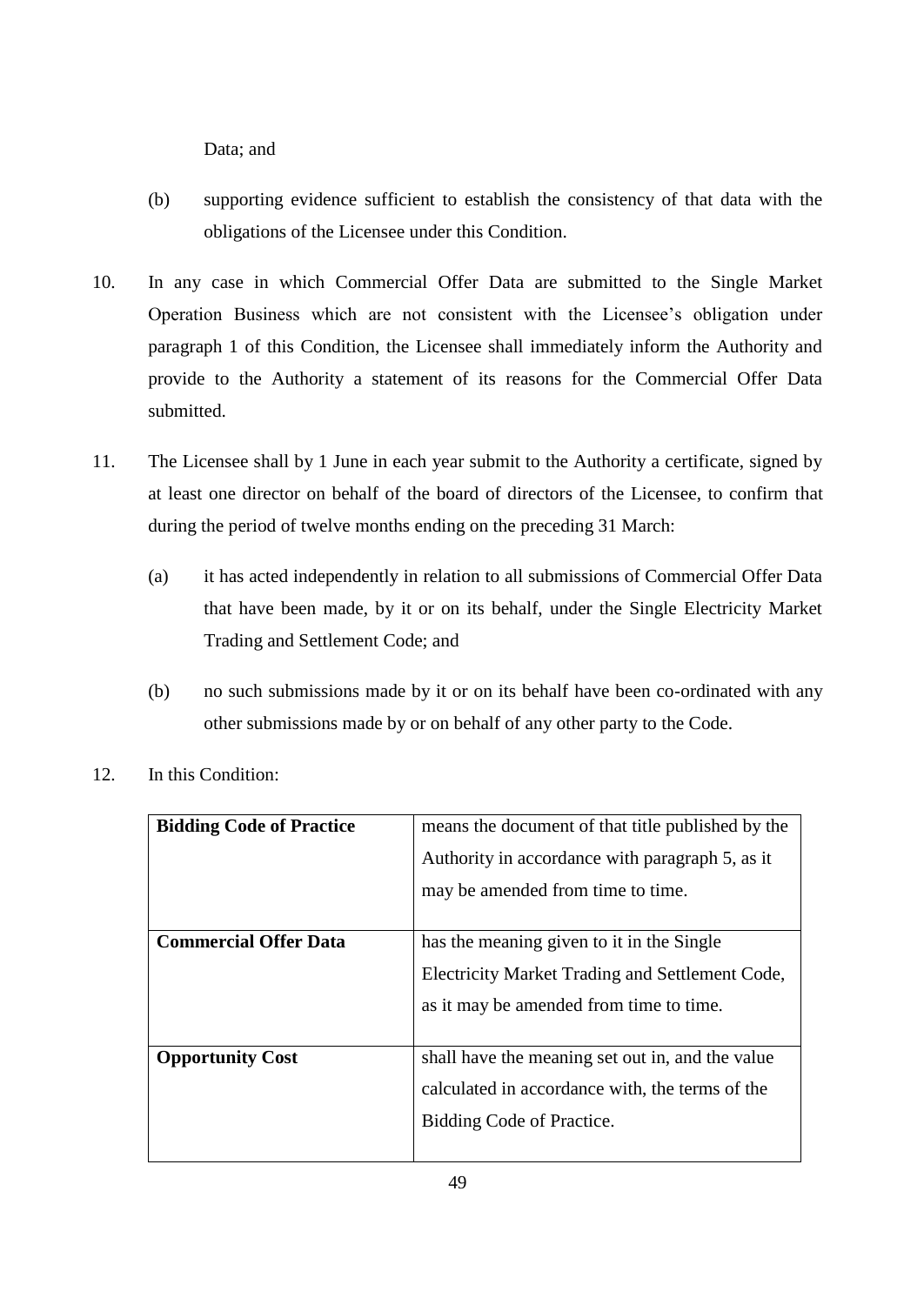Data; and

(b) supporting evidence sufficient to establish the consistency of that data with the obligations of the Licensee under this Condition.

10. In any case in which Commercial Offer Data are submitted to the Single Market Operation Business which are not consistent with the Licensee's obligation under paragraph 1 of this Condition, the Licensee shall immediately inform the Authority and provide to the Authority a statement of its reasons for the Commercial Offer Data submitted.

11. The Licensee shall by 1 June in each year submit to the Authority a certificate, signed by at least one director on behalf of the board of directors of the Licensee, to confirm that during the period of twelve months ending on the preceding 31 March:

 (a) it has acted independently in relation to all submissions of Commercial Offer Data that have been made, by it or on its behalf, under the Single Electricity Market Trading and Settlement Code; and

 (b) no such submissions made by it or on its behalf have been co-ordinated with any other submissions made by or on behalf of any other party to the Code.

12. In this Condition:

| | |
|---|---|
| **Bidding Code of Practice** | means the document of that title published by the Authority in accordance with paragraph 5, as it may be amended from time to time. |
| **Commercial Offer Data** | has the meaning given to it in the Single Electricity Market Trading and Settlement Code, as it may be amended from time to time. |
| **Opportunity Cost** | shall have the meaning set out in, and the value calculated in accordance with, the terms of the Bidding Code of Practice. |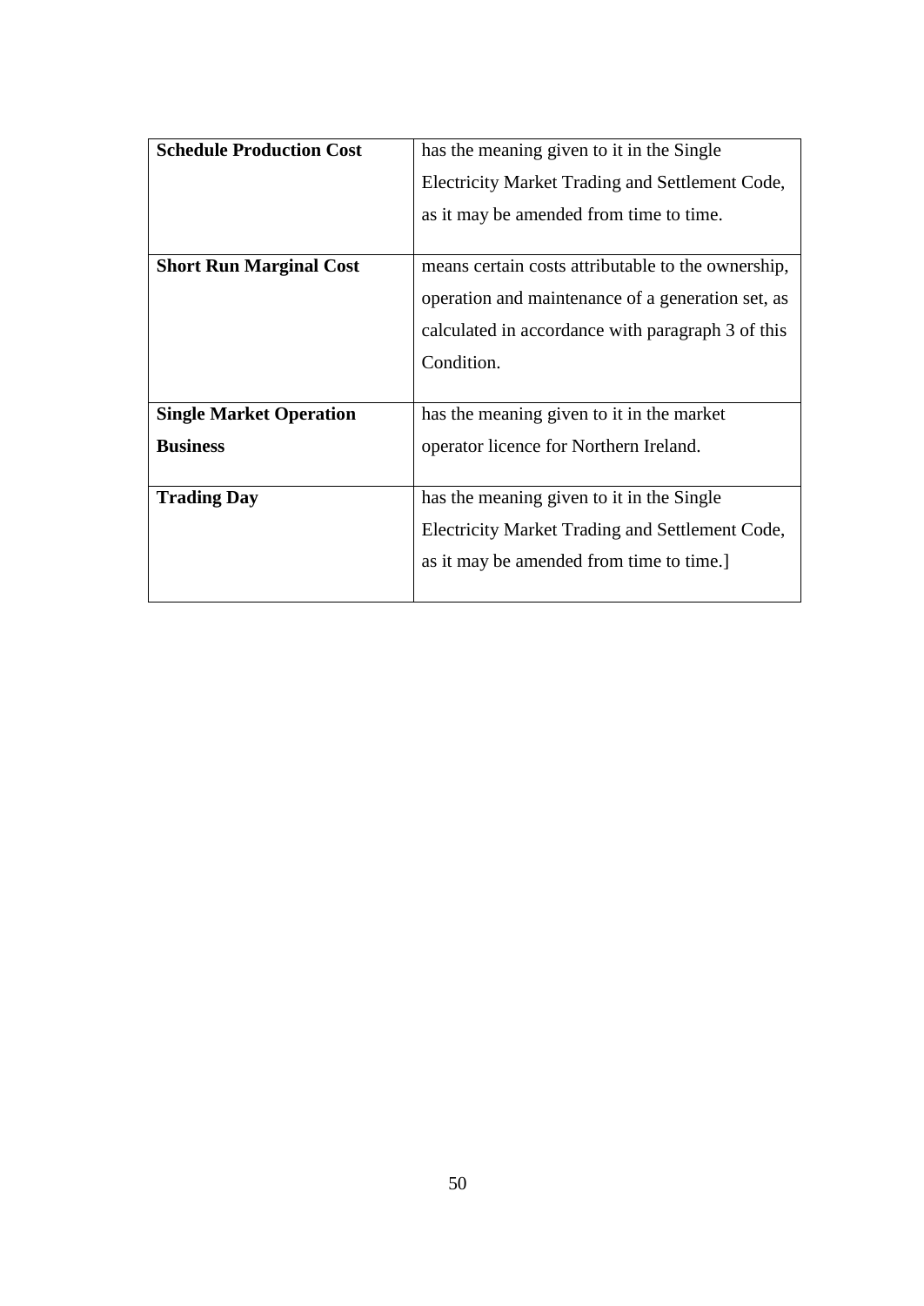| | |
|---|---|
| **Schedule Production Cost** | has the meaning given to it in the Single Electricity Market Trading and Settlement Code, as it may be amended from time to time. |
| **Short Run Marginal Cost** | means certain costs attributable to the ownership, operation and maintenance of a generation set, as calculated in accordance with paragraph 3 of this Condition. |
| **Single Market Operation Business** | has the meaning given to it in the market operator licence for Northern Ireland. |
| **Trading Day** | has the meaning given to it in the Single Electricity Market Trading and Settlement Code, as it may be amended from time to time.] |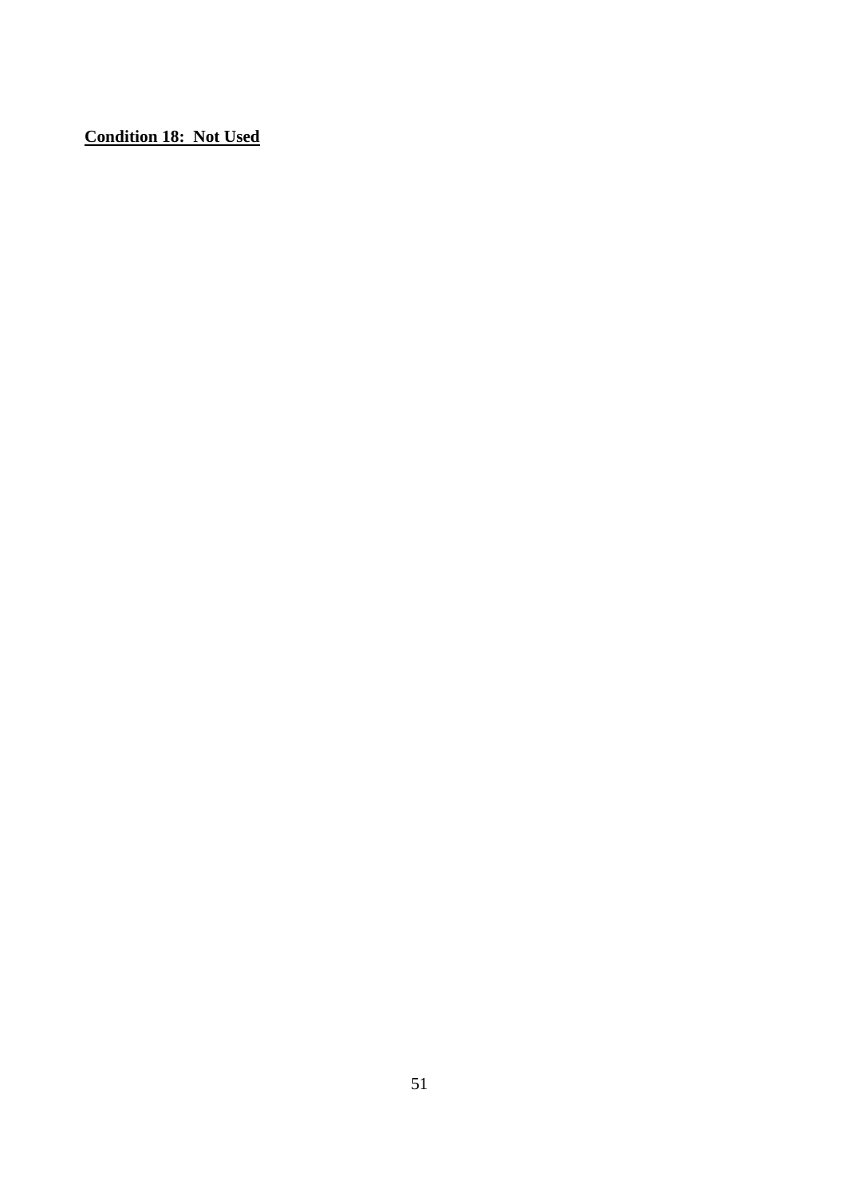**Condition 18: Not Used**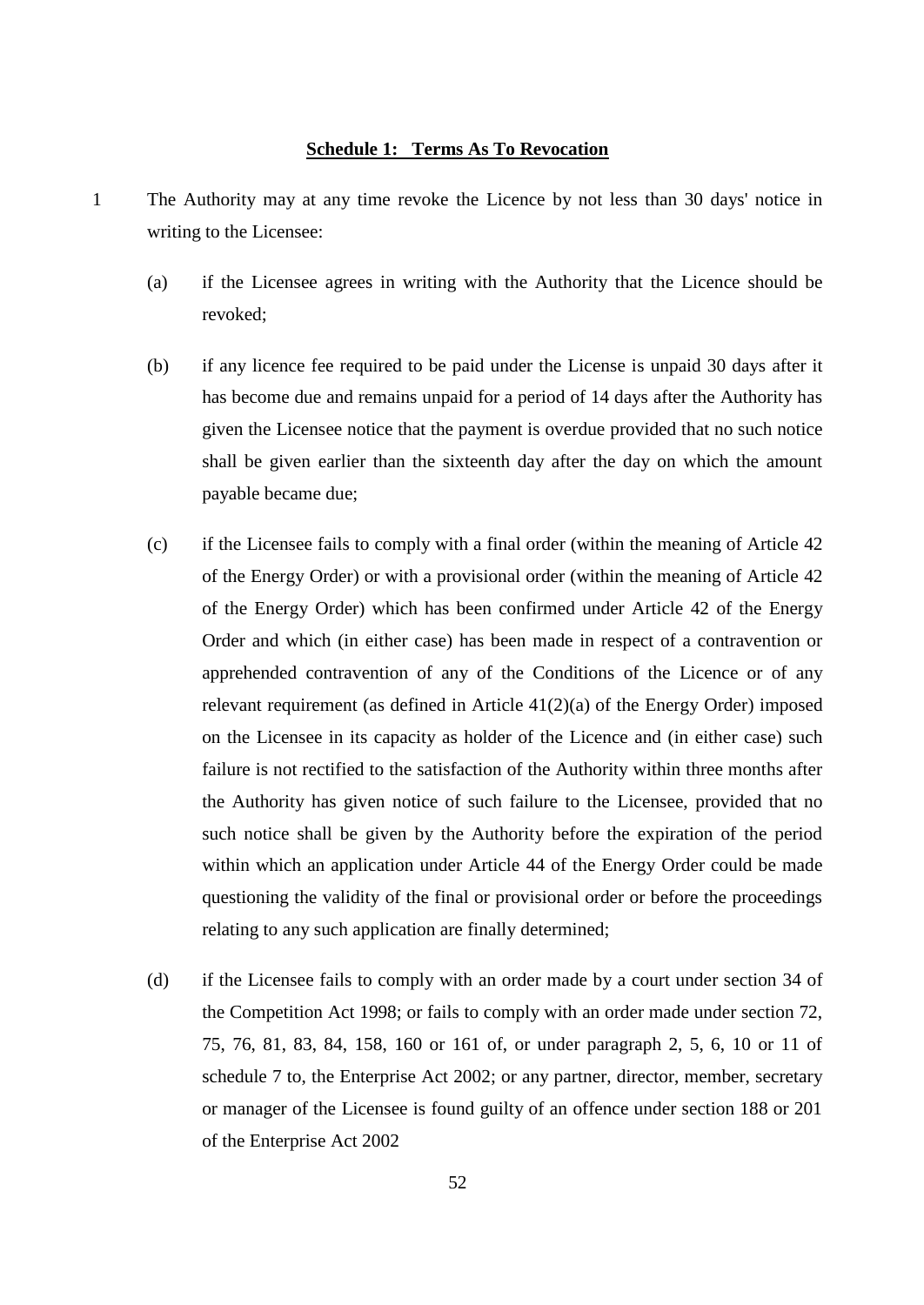## Schedule 1: Terms As To Revocation

1 The Authority may at any time revoke the Licence by not less than 30 days' notice in writing to the Licensee:

(a) if the Licensee agrees in writing with the Authority that the Licence should be revoked;

(b) if any licence fee required to be paid under the License is unpaid 30 days after it has become due and remains unpaid for a period of 14 days after the Authority has given the Licensee notice that the payment is overdue provided that no such notice shall be given earlier than the sixteenth day after the day on which the amount payable became due;

(c) if the Licensee fails to comply with a final order (within the meaning of Article 42 of the Energy Order) or with a provisional order (within the meaning of Article 42 of the Energy Order) which has been confirmed under Article 42 of the Energy Order and which (in either case) has been made in respect of a contravention or apprehended contravention of any of the Conditions of the Licence or of any relevant requirement (as defined in Article 41(2)(a) of the Energy Order) imposed on the Licensee in its capacity as holder of the Licence and (in either case) such failure is not rectified to the satisfaction of the Authority within three months after the Authority has given notice of such failure to the Licensee, provided that no such notice shall be given by the Authority before the expiration of the period within which an application under Article 44 of the Energy Order could be made questioning the validity of the final or provisional order or before the proceedings relating to any such application are finally determined;

(d) if the Licensee fails to comply with an order made by a court under section 34 of the Competition Act 1998; or fails to comply with an order made under section 72, 75, 76, 81, 83, 84, 158, 160 or 161 of, or under paragraph 2, 5, 6, 10 or 11 of schedule 7 to, the Enterprise Act 2002; or any partner, director, member, secretary or manager of the Licensee is found guilty of an offence under section 188 or 201 of the Enterprise Act 2002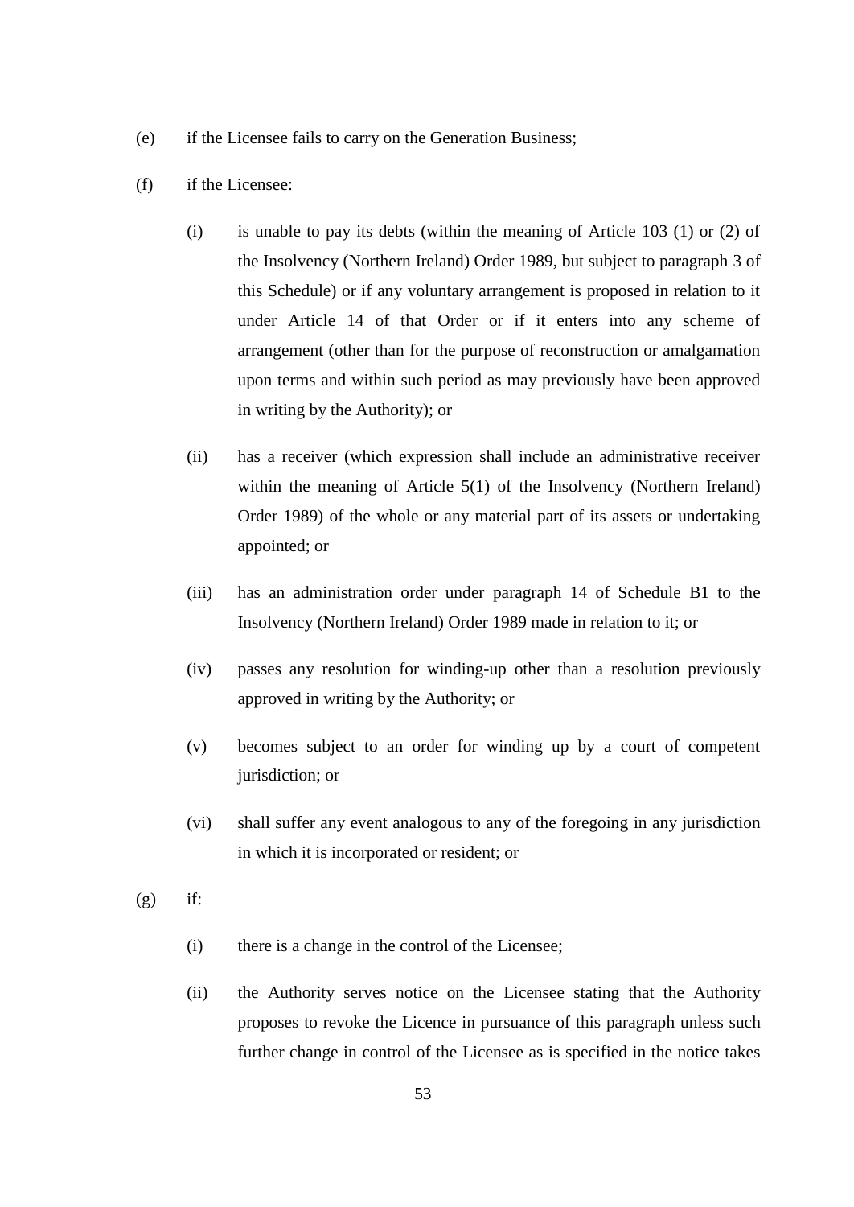(e) if the Licensee fails to carry on the Generation Business;

(f) if the Licensee:

  (i) is unable to pay its debts (within the meaning of Article 103 (1) or (2) of the Insolvency (Northern Ireland) Order 1989, but subject to paragraph 3 of this Schedule) or if any voluntary arrangement is proposed in relation to it under Article 14 of that Order or if it enters into any scheme of arrangement (other than for the purpose of reconstruction or amalgamation upon terms and within such period as may previously have been approved in writing by the Authority); or

  (ii) has a receiver (which expression shall include an administrative receiver within the meaning of Article 5(1) of the Insolvency (Northern Ireland) Order 1989) of the whole or any material part of its assets or undertaking appointed; or

  (iii) has an administration order under paragraph 14 of Schedule B1 to the Insolvency (Northern Ireland) Order 1989 made in relation to it; or

  (iv) passes any resolution for winding-up other than a resolution previously approved in writing by the Authority; or

  (v) becomes subject to an order for winding up by a court of competent jurisdiction; or

  (vi) shall suffer any event analogous to any of the foregoing in any jurisdiction in which it is incorporated or resident; or

(g) if:

  (i) there is a change in the control of the Licensee;

  (ii) the Authority serves notice on the Licensee stating that the Authority proposes to revoke the Licence in pursuance of this paragraph unless such further change in control of the Licensee as is specified in the notice takes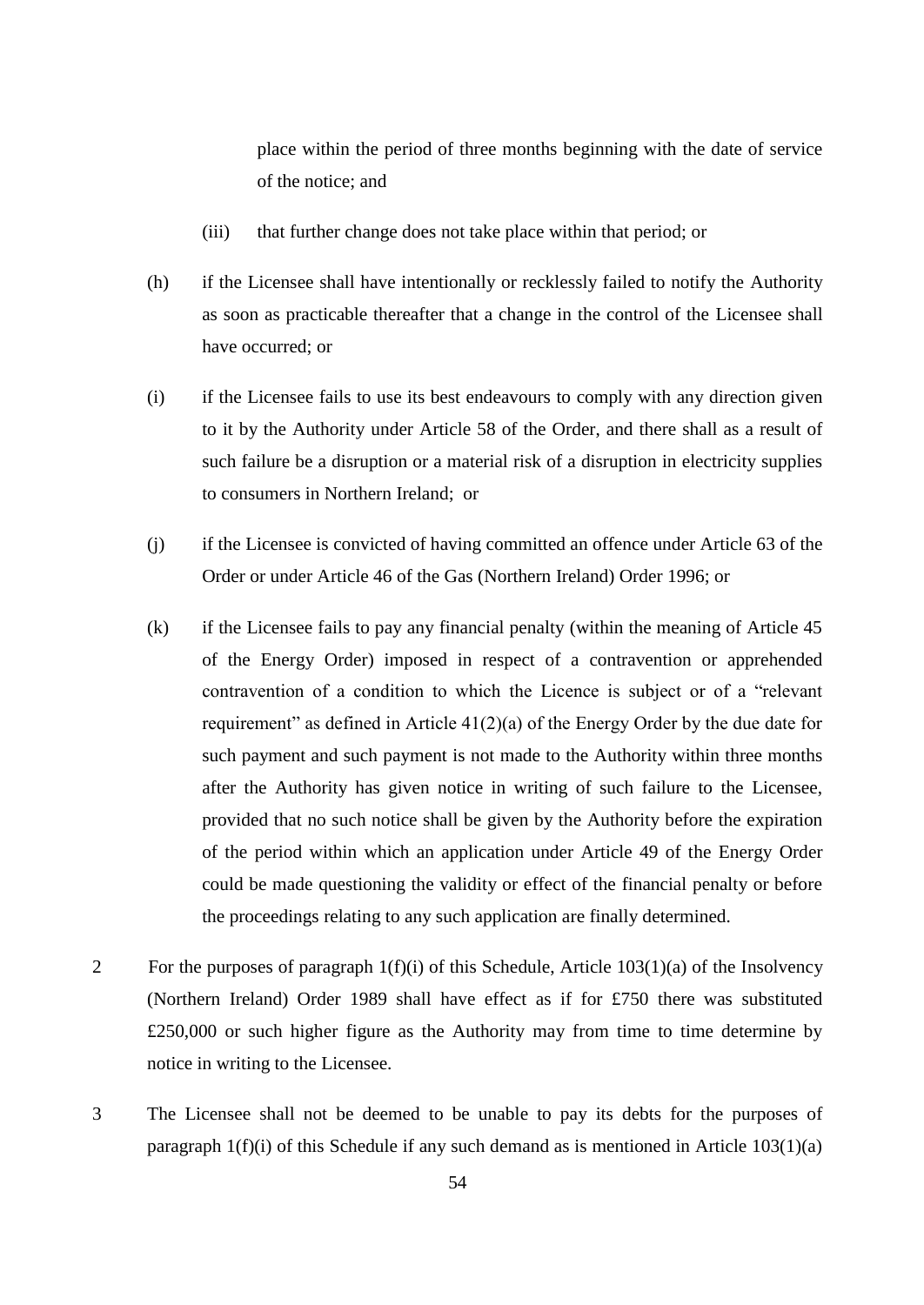place within the period of three months beginning with the date of service of the notice; and

(iii) that further change does not take place within that period; or

(h) if the Licensee shall have intentionally or recklessly failed to notify the Authority as soon as practicable thereafter that a change in the control of the Licensee shall have occurred; or

(i) if the Licensee fails to use its best endeavours to comply with any direction given to it by the Authority under Article 58 of the Order, and there shall as a result of such failure be a disruption or a material risk of a disruption in electricity supplies to consumers in Northern Ireland; or

(j) if the Licensee is convicted of having committed an offence under Article 63 of the Order or under Article 46 of the Gas (Northern Ireland) Order 1996; or

(k) if the Licensee fails to pay any financial penalty (within the meaning of Article 45 of the Energy Order) imposed in respect of a contravention or apprehended contravention of a condition to which the Licence is subject or of a "relevant requirement" as defined in Article 41(2)(a) of the Energy Order by the due date for such payment and such payment is not made to the Authority within three months after the Authority has given notice in writing of such failure to the Licensee, provided that no such notice shall be given by the Authority before the expiration of the period within which an application under Article 49 of the Energy Order could be made questioning the validity or effect of the financial penalty or before the proceedings relating to any such application are finally determined.

2 For the purposes of paragraph 1(f)(i) of this Schedule, Article 103(1)(a) of the Insolvency (Northern Ireland) Order 1989 shall have effect as if for £750 there was substituted £250,000 or such higher figure as the Authority may from time to time determine by notice in writing to the Licensee.

3 The Licensee shall not be deemed to be unable to pay its debts for the purposes of paragraph 1(f)(i) of this Schedule if any such demand as is mentioned in Article 103(1)(a)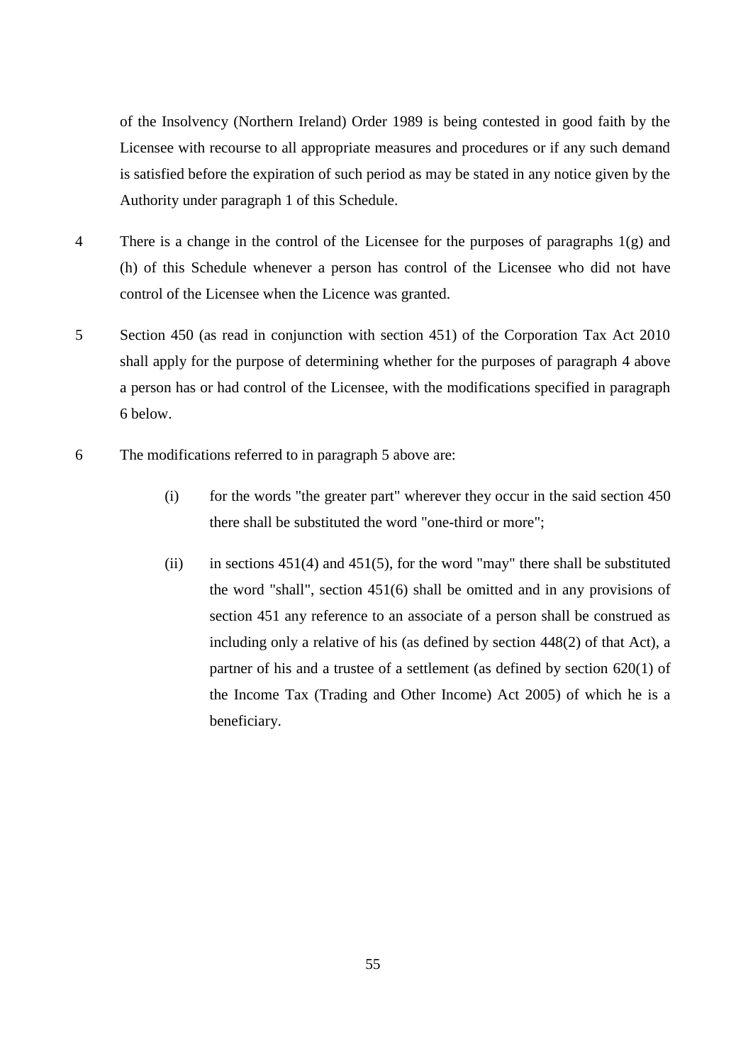of the Insolvency (Northern Ireland) Order 1989 is being contested in good faith by the Licensee with recourse to all appropriate measures and procedures or if any such demand is satisfied before the expiration of such period as may be stated in any notice given by the Authority under paragraph 1 of this Schedule.

4 There is a change in the control of the Licensee for the purposes of paragraphs 1(g) and (h) of this Schedule whenever a person has control of the Licensee who did not have control of the Licensee when the Licence was granted.

5 Section 450 (as read in conjunction with section 451) of the Corporation Tax Act 2010 shall apply for the purpose of determining whether for the purposes of paragraph 4 above a person has or had control of the Licensee, with the modifications specified in paragraph 6 below.

6 The modifications referred to in paragraph 5 above are:

(i) for the words "the greater part" wherever they occur in the said section 450 there shall be substituted the word "one-third or more";

(ii) in sections 451(4) and 451(5), for the word "may" there shall be substituted the word "shall", section 451(6) shall be omitted and in any provisions of section 451 any reference to an associate of a person shall be construed as including only a relative of his (as defined by section 448(2) of that Act), a partner of his and a trustee of a settlement (as defined by section 620(1) of the Income Tax (Trading and Other Income) Act 2005) of which he is a beneficiary.